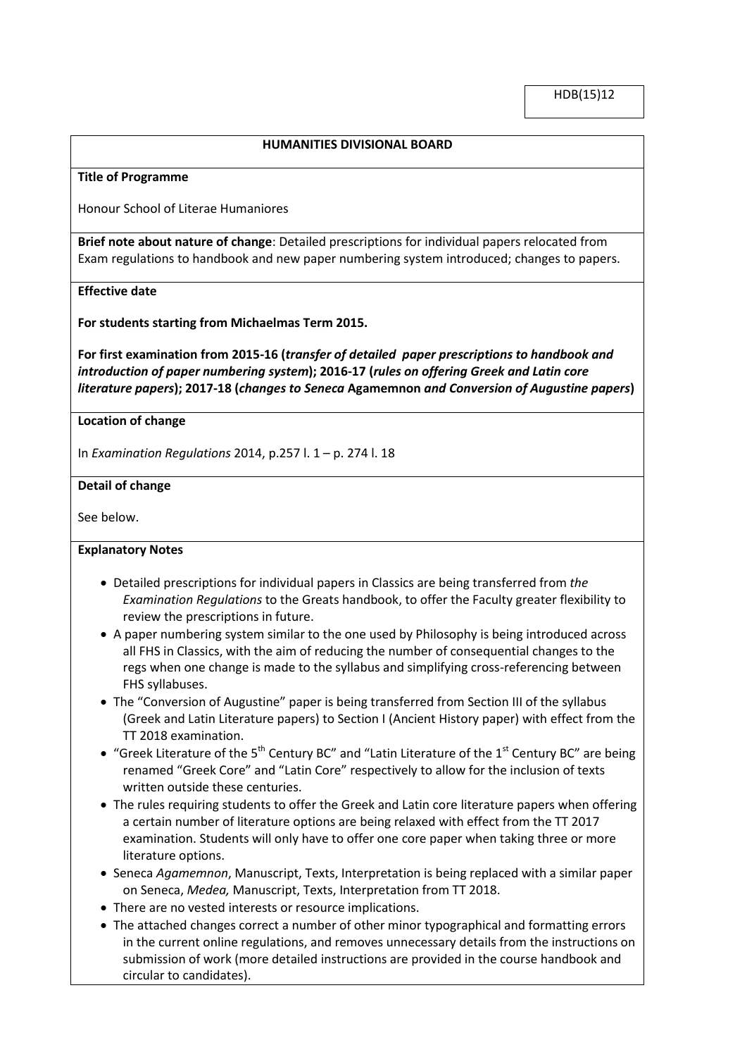HDB(15)12

**HUMANITIES DIVISIONAL BOARD**

**Title of Programme**

Honour School of Literae Humaniores

**Brief note about nature of change**: Detailed prescriptions for individual papers relocated from Exam regulations to handbook and new paper numbering system introduced; changes to papers.

**Effective date**

**For students starting from Michaelmas Term 2015.**

**For first examination from 2015-16 (*transfer of detailed paper prescriptions to handbook and introduction of paper numbering system*); 2016-17 (*rules on offering Greek and Latin core literature papers*); 2017-18 (*changes to Seneca* Agamemnon *and Conversion of Augustine papers*)**

**Location of change**

In *Examination Regulations* 2014, p.257 l. 1 – p. 274 l. 18

**Detail of change**

See below.

**Explanatory Notes**

- Detailed prescriptions for individual papers in Classics are being transferred from *the Examination Regulations* to the Greats handbook, to offer the Faculty greater flexibility to review the prescriptions in future.
- A paper numbering system similar to the one used by Philosophy is being introduced across all FHS in Classics, with the aim of reducing the number of consequential changes to the regs when one change is made to the syllabus and simplifying cross-referencing between FHS syllabuses.
- The "Conversion of Augustine" paper is being transferred from Section III of the syllabus (Greek and Latin Literature papers) to Section I (Ancient History paper) with effect from the TT 2018 examination.
- "Greek Literature of the 5th Century BC" and "Latin Literature of the 1st Century BC" are being renamed "Greek Core" and "Latin Core" respectively to allow for the inclusion of texts written outside these centuries.
- The rules requiring students to offer the Greek and Latin core literature papers when offering a certain number of literature options are being relaxed with effect from the TT 2017 examination. Students will only have to offer one core paper when taking three or more literature options.
- Seneca *Agamemnon*, Manuscript, Texts, Interpretation is being replaced with a similar paper on Seneca, *Medea,* Manuscript, Texts, Interpretation from TT 2018.
- There are no vested interests or resource implications.
- The attached changes correct a number of other minor typographical and formatting errors in the current online regulations, and removes unnecessary details from the instructions on submission of work (more detailed instructions are provided in the course handbook and circular to candidates).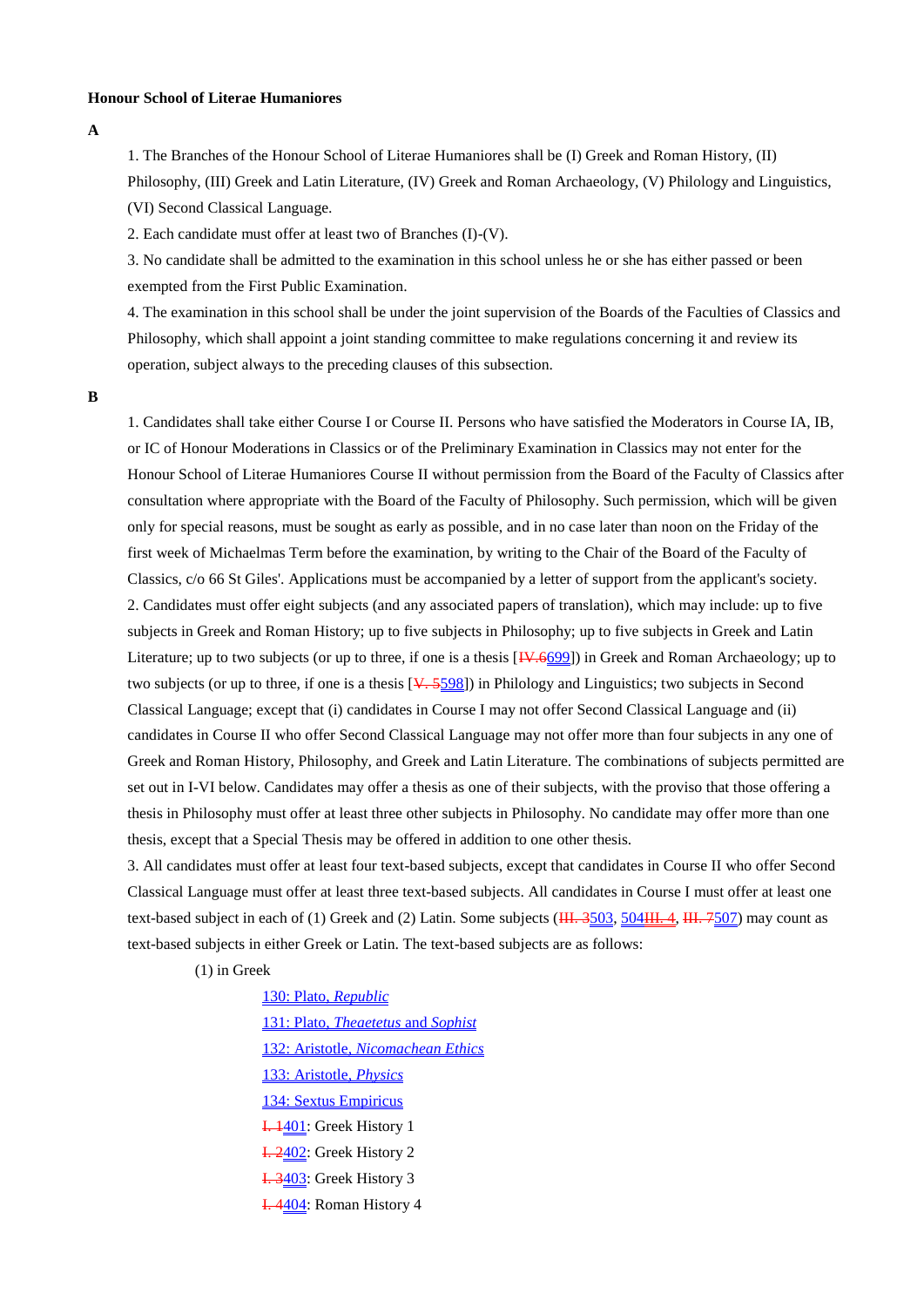**Honour School of Literae Humaniores**

**A**

1. The Branches of the Honour School of Literae Humaniores shall be (I) Greek and Roman History, (II) Philosophy, (III) Greek and Latin Literature, (IV) Greek and Roman Archaeology, (V) Philology and Linguistics, (VI) Second Classical Language.

2. Each candidate must offer at least two of Branches (I)-(V).

3. No candidate shall be admitted to the examination in this school unless he or she has either passed or been exempted from the First Public Examination.

4. The examination in this school shall be under the joint supervision of the Boards of the Faculties of Classics and Philosophy, which shall appoint a joint standing committee to make regulations concerning it and review its operation, subject always to the preceding clauses of this subsection.

**B**

1. Candidates shall take either Course I or Course II. Persons who have satisfied the Moderators in Course IA, IB, or IC of Honour Moderations in Classics or of the Preliminary Examination in Classics may not enter for the Honour School of Literae Humaniores Course II without permission from the Board of the Faculty of Classics after consultation where appropriate with the Board of the Faculty of Philosophy. Such permission, which will be given only for special reasons, must be sought as early as possible, and in no case later than noon on the Friday of the first week of Michaelmas Term before the examination, by writing to the Chair of the Board of the Faculty of Classics, c/o 66 St Giles'. Applications must be accompanied by a letter of support from the applicant's society.

2. Candidates must offer eight subjects (and any associated papers of translation), which may include: up to five subjects in Greek and Roman History; up to five subjects in Philosophy; up to five subjects in Greek and Latin Literature; up to two subjects (or up to three, if one is a thesis [~~IV.6~~699]) in Greek and Roman Archaeology; up to two subjects (or up to three, if one is a thesis [~~V. 5~~598]) in Philology and Linguistics; two subjects in Second Classical Language; except that (i) candidates in Course I may not offer Second Classical Language and (ii) candidates in Course II who offer Second Classical Language may not offer more than four subjects in any one of Greek and Roman History, Philosophy, and Greek and Latin Literature. The combinations of subjects permitted are set out in I-VI below. Candidates may offer a thesis as one of their subjects, with the proviso that those offering a thesis in Philosophy must offer at least three other subjects in Philosophy. No candidate may offer more than one thesis, except that a Special Thesis may be offered in addition to one other thesis.

3. All candidates must offer at least four text-based subjects, except that candidates in Course II who offer Second Classical Language must offer at least three text-based subjects. All candidates in Course I must offer at least one text-based subject in each of (1) Greek and (2) Latin. Some subjects (~~III. 3~~503, 504~~III. 4~~, ~~III. 7~~507) may count as text-based subjects in either Greek or Latin. The text-based subjects are as follows:

(1) in Greek

- 130: Plato, *Republic*
- 131: Plato, *Theaetetus* and *Sophist*
- 132: Aristotle, *Nicomachean Ethics*
- 133: Aristotle, *Physics*
- 134: Sextus Empiricus
- ~~I. 1~~401: Greek History 1
- ~~I. 2~~402: Greek History 2
- ~~I. 3~~403: Greek History 3
- ~~I. 4~~404: Roman History 4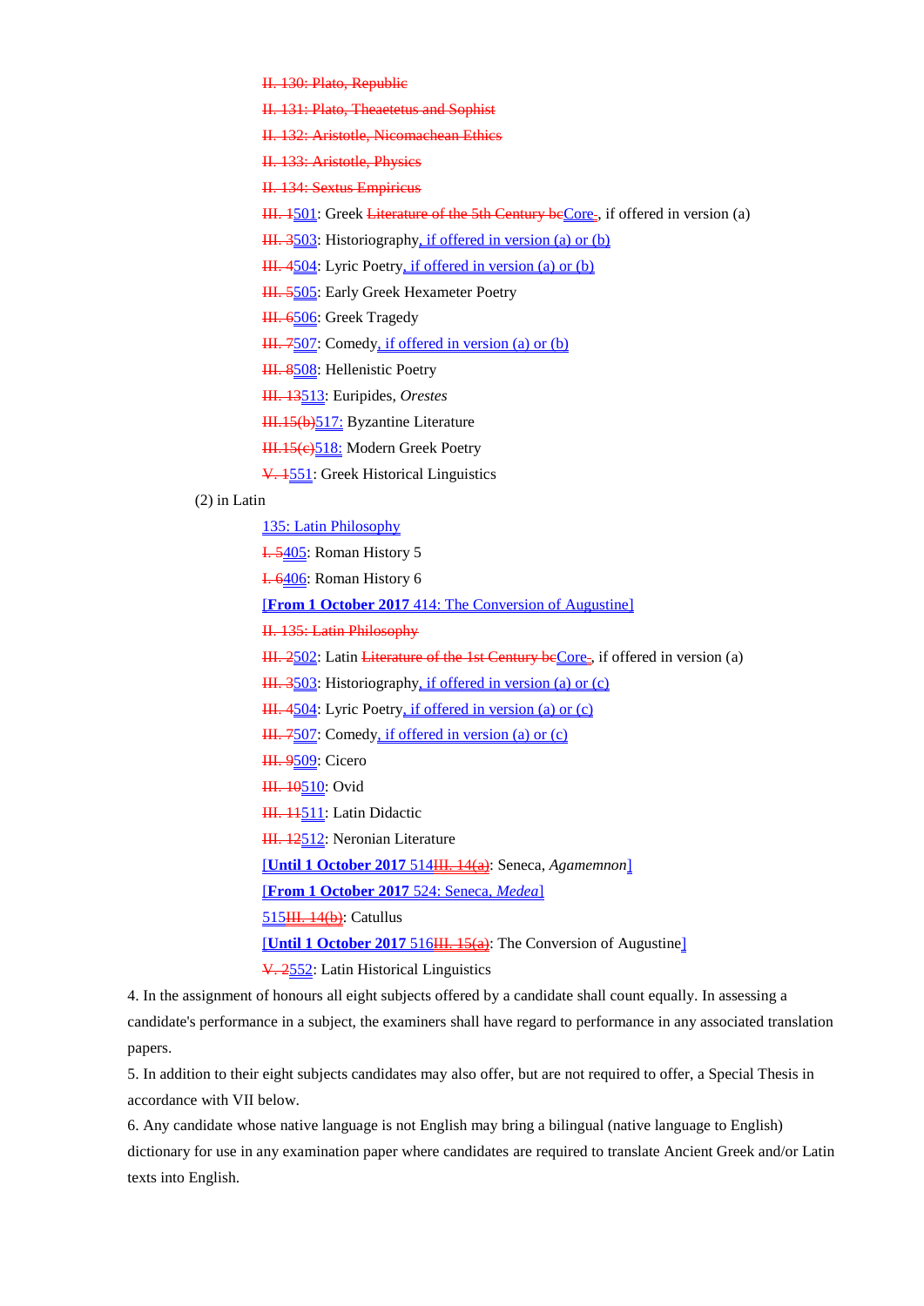~~II. 130: Plato, Republic~~

~~II. 131: Plato, Theaetetus and Sophist~~

~~II. 132: Aristotle, Nicomachean Ethics~~

~~II. 133: Aristotle, Physics~~

~~II. 134: Sextus Empiricus~~

~~III. 1~~501: Greek ~~Literature of the 5th Century bc~~Core~~.~~, if offered in version (a)

~~III. 3~~503: Historiography, if offered in version (a) or (b)

~~III. 4~~504: Lyric Poetry, if offered in version (a) or (b)

~~III. 5~~505: Early Greek Hexameter Poetry

~~III. 6~~506: Greek Tragedy

~~III. 7~~507: Comedy, if offered in version (a) or (b)

~~III. 8~~508: Hellenistic Poetry

~~III. 13~~513: Euripides, *Orestes*

~~III.15(b)~~517: Byzantine Literature

~~III.15(c)~~518: Modern Greek Poetry

~~V. 1~~551: Greek Historical Linguistics

(2) in Latin

135: Latin Philosophy

~~I. 5~~405: Roman History 5

~~I. 6~~406: Roman History 6

[**From 1 October 2017** 414: The Conversion of Augustine]

~~II. 135: Latin Philosophy~~

~~III. 2~~502: Latin ~~Literature of the 1st Century bc~~Core~~.~~, if offered in version (a)

~~III. 3~~503: Historiography, if offered in version (a) or (c)

~~III. 4~~504: Lyric Poetry, if offered in version (a) or (c)

~~III. 7~~507: Comedy, if offered in version (a) or (c)

~~III. 9~~509: Cicero

~~III. 10~~510: Ovid

~~III. 11~~511: Latin Didactic

~~III. 12~~512: Neronian Literature

[**Until 1 October 2017** 514~~III. 14(a)~~: Seneca, *Agamemnon*]

[**From 1 October 2017** 524: Seneca, *Medea*]

515~~III. 14(b)~~: Catullus

[**Until 1 October 2017** 516~~III. 15(a)~~: The Conversion of Augustine]

~~V. 2~~552: Latin Historical Linguistics

4. In the assignment of honours all eight subjects offered by a candidate shall count equally. In assessing a candidate's performance in a subject, the examiners shall have regard to performance in any associated translation papers.

5. In addition to their eight subjects candidates may also offer, but are not required to offer, a Special Thesis in accordance with VII below.

6. Any candidate whose native language is not English may bring a bilingual (native language to English) dictionary for use in any examination paper where candidates are required to translate Ancient Greek and/or Latin texts into English.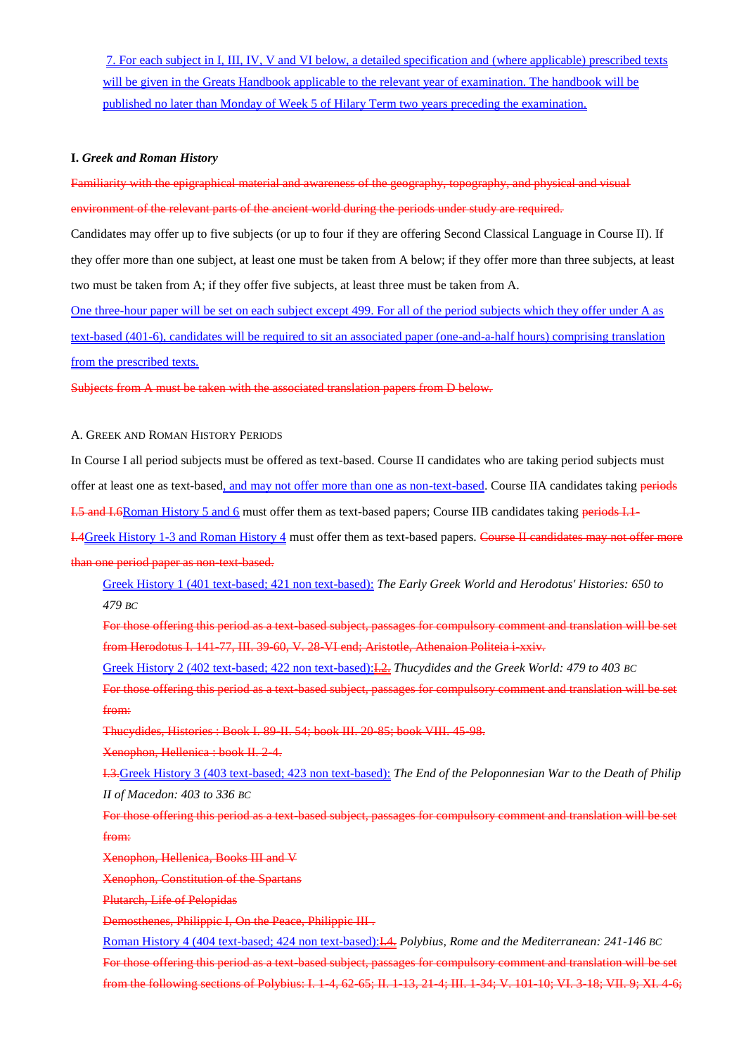7. For each subject in I, III, IV, V and VI below, a detailed specification and (where applicable) prescribed texts will be given in the Greats Handbook applicable to the relevant year of examination. The handbook will be published no later than Monday of Week 5 of Hilary Term two years preceding the examination.

## I. *Greek and Roman History*

~~Familiarity with the epigraphical material and awareness of the geography, topography, and physical and visual environment of the relevant parts of the ancient world during the periods under study are required.~~

Candidates may offer up to five subjects (or up to four if they are offering Second Classical Language in Course II). If they offer more than one subject, at least one must be taken from A below; if they offer more than three subjects, at least two must be taken from A; if they offer five subjects, at least three must be taken from A.

One three-hour paper will be set on each subject except 499. For all of the period subjects which they offer under A as text-based (401-6), candidates will be required to sit an associated paper (one-and-a-half hours) comprising translation from the prescribed texts.

~~Subjects from A must be taken with the associated translation papers from D below.~~

### A. Greek and Roman History Periods

In Course I all period subjects must be offered as text-based. Course II candidates who are taking period subjects must offer at least one as text-based, and may not offer more than one as non-text-based. Course IIA candidates taking ~~periods I.5 and I.6~~Roman History 5 and 6 must offer them as text-based papers; Course IIB candidates taking ~~periods I.1-I.4~~Greek History 1-3 and Roman History 4 must offer them as text-based papers. ~~Course II candidates may not offer more than one period paper as non-text-based.~~

Greek History 1 (401 text-based; 421 non text-based): *The Early Greek World and Herodotus' Histories: 650 to 479 BC*

~~For those offering this period as a text-based subject, passages for compulsory comment and translation will be set from Herodotus I. 141-77, III. 39-60, V. 28-VI end; Aristotle, Athenaion Politeia i-xxiv.~~

Greek History 2 (402 text-based; 422 non text-based):~~I.2.~~ *Thucydides and the Greek World: 479 to 403 BC*

~~For those offering this period as a text-based subject, passages for compulsory comment and translation will be set from:~~

~~Thucydides, Histories : Book I. 89-II. 54; book III. 20-85; book VIII. 45-98.~~

~~Xenophon, Hellenica : book II. 2-4.~~

~~I.3.~~Greek History 3 (403 text-based; 423 non text-based): *The End of the Peloponnesian War to the Death of Philip II of Macedon: 403 to 336 BC*

~~For those offering this period as a text-based subject, passages for compulsory comment and translation will be set from:~~

~~Xenophon, Hellenica, Books III and V~~

~~Xenophon, Constitution of the Spartans~~

~~Plutarch, Life of Pelopidas~~

~~Demosthenes, Philippic I, On the Peace, Philippic III .~~

Roman History 4 (404 text-based; 424 non text-based):~~I.4.~~ *Polybius, Rome and the Mediterranean: 241-146 BC*

~~For those offering this period as a text-based subject, passages for compulsory comment and translation will be set from the following sections of Polybius: I. 1-4, 62-65; II. 1-13, 21-4; III. 1-34; V. 101-10; VI. 3-18; VII. 9; XI. 4-6;~~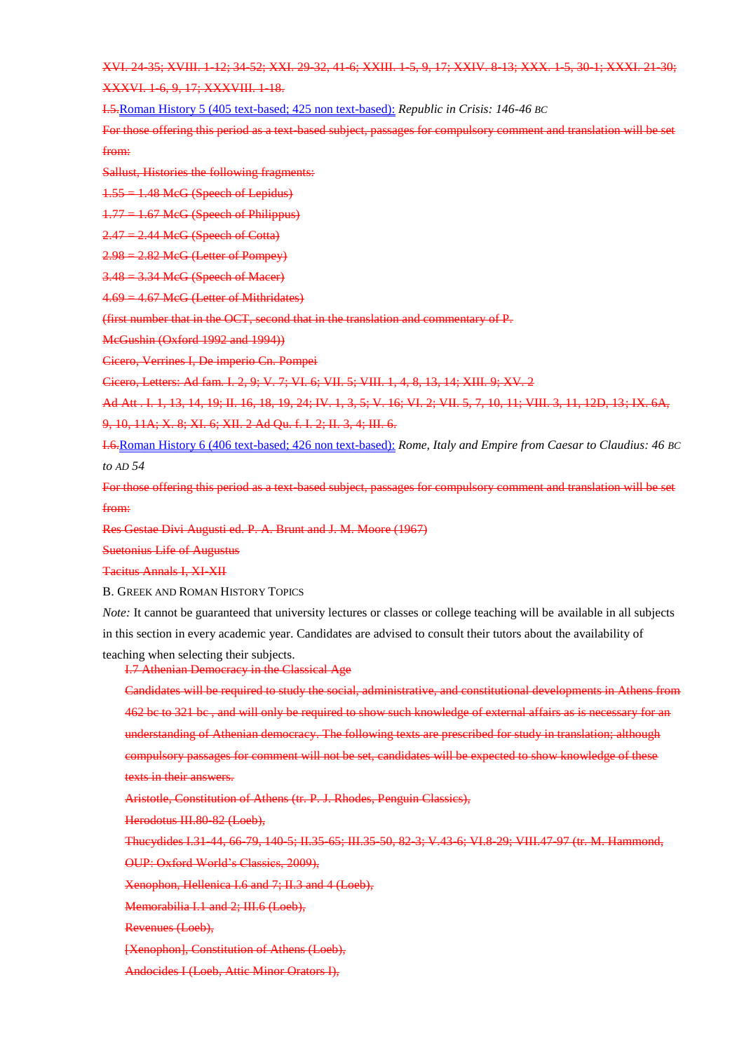~~XVI. 24-35; XVIII. 1-12; 34-52; XXI. 29-32, 41-6; XXIII. 1-5, 9, 17; XXIV. 8-13; XXX. 1-5, 30-1; XXXI. 21-30; XXXVI. 1-6, 9, 17; XXXVIII. 1-18.~~

~~I.5.~~Roman History 5 (405 text-based; 425 non text-based): *Republic in Crisis: 146-46 BC*

~~For those offering this period as a text-based subject, passages for compulsory comment and translation will be set from:~~

~~Sallust, Histories the following fragments:~~

~~1.55 = 1.48 McG (Speech of Lepidus)~~

~~1.77 = 1.67 McG (Speech of Philippus)~~

~~2.47 = 2.44 McG (Speech of Cotta)~~

~~2.98 = 2.82 McG (Letter of Pompey)~~

~~3.48 = 3.34 McG (Speech of Macer)~~

~~4.69 = 4.67 McG (Letter of Mithridates)~~

~~(first number that in the OCT, second that in the translation and commentary of P. McGushin (Oxford 1992 and 1994))~~

~~Cicero, Verrines I, De imperio Cn. Pompei~~

~~Cicero, Letters: Ad fam. I. 2, 9; V. 7; VI. 6; VII. 5; VIII. 1, 4, 8, 13, 14; XIII. 9; XV. 2~~

~~Ad Att . I. 1, 13, 14, 19; II. 16, 18, 19, 24; IV. 1, 3, 5; V. 16; VI. 2; VII. 5, 7, 10, 11; VIII. 3, 11, 12D, 13; IX. 6A, 9, 10, 11A; X. 8; XI. 6; XII. 2 Ad Qu. f. I. 2; II. 3, 4; III. 6.~~

~~I.6.~~Roman History 6 (406 text-based; 426 non text-based): *Rome, Italy and Empire from Caesar to Claudius: 46 BC to AD 54*

~~For those offering this period as a text-based subject, passages for compulsory comment and translation will be set from:~~

~~Res Gestae Divi Augusti ed. P. A. Brunt and J. M. Moore (1967)~~

~~Suetonius Life of Augustus~~

~~Tacitus Annals I, XI-XII~~

B. GREEK AND ROMAN HISTORY TOPICS

*Note:* It cannot be guaranteed that university lectures or classes or college teaching will be available in all subjects in this section in every academic year. Candidates are advised to consult their tutors about the availability of teaching when selecting their subjects.

~~I.7 Athenian Democracy in the Classical Age~~

~~Candidates will be required to study the social, administrative, and constitutional developments in Athens from 462 bc to 321 bc , and will only be required to show such knowledge of external affairs as is necessary for an understanding of Athenian democracy. The following texts are prescribed for study in translation; although compulsory passages for comment will not be set, candidates will be expected to show knowledge of these texts in their answers.~~

~~Aristotle, Constitution of Athens (tr. P. J. Rhodes, Penguin Classics),~~

~~Herodotus III.80-82 (Loeb),~~

~~Thucydides I.31-44, 66-79, 140-5; II.35-65; III.35-50, 82-3; V.43-6; VI.8-29; VIII.47-97 (tr. M. Hammond, OUP: Oxford World's Classics, 2009),~~

~~Xenophon, Hellenica I.6 and 7; II.3 and 4 (Loeb),~~

~~Memorabilia I.1 and 2; III.6 (Loeb),~~

~~Revenues (Loeb),~~

~~[Xenophon], Constitution of Athens (Loeb),~~

~~Andocides I (Loeb, Attic Minor Orators I),~~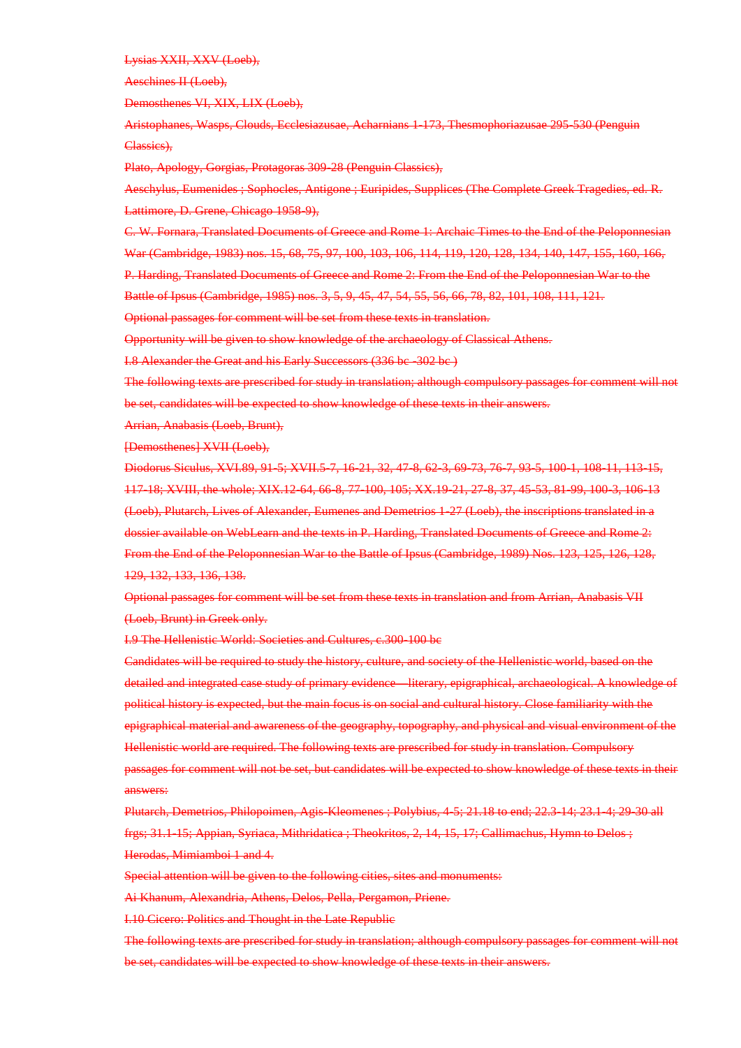~~Lysias XXII, XXV (Loeb),~~

~~Aeschines II (Loeb),~~

~~Demosthenes VI, XIX, LIX (Loeb),~~

~~Aristophanes, Wasps, Clouds, Ecclesiazusae, Acharnians 1-173, Thesmophoriazusae 295-530 (Penguin Classics),~~

~~Plato, Apology, Gorgias, Protagoras 309-28 (Penguin Classics),~~

~~Aeschylus, Eumenides ; Sophocles, Antigone ; Euripides, Supplices (The Complete Greek Tragedies, ed. R. Lattimore, D. Grene, Chicago 1958-9),~~

~~C. W. Fornara, Translated Documents of Greece and Rome 1: Archaic Times to the End of the Peloponnesian War (Cambridge, 1983) nos. 15, 68, 75, 97, 100, 103, 106, 114, 119, 120, 128, 134, 140, 147, 155, 160, 166,~~

~~P. Harding, Translated Documents of Greece and Rome 2: From the End of the Peloponnesian War to the Battle of Ipsus (Cambridge, 1985) nos. 3, 5, 9, 45, 47, 54, 55, 56, 66, 78, 82, 101, 108, 111, 121.~~

~~Optional passages for comment will be set from these texts in translation.~~

~~Opportunity will be given to show knowledge of the archaeology of Classical Athens.~~

~~I.8 Alexander the Great and his Early Successors (336 bc -302 bc )~~

~~The following texts are prescribed for study in translation; although compulsory passages for comment will not be set, candidates will be expected to show knowledge of these texts in their answers.~~

~~Arrian, Anabasis (Loeb, Brunt),~~

~~[Demosthenes] XVII (Loeb),~~

~~Diodorus Siculus, XVI.89, 91-5; XVII.5-7, 16-21, 32, 47-8, 62-3, 69-73, 76-7, 93-5, 100-1, 108-11, 113-15, 117-18; XVIII, the whole; XIX.12-64, 66-8, 77-100, 105; XX.19-21, 27-8, 37, 45-53, 81-99, 100-3, 106-13 (Loeb), Plutarch, Lives of Alexander, Eumenes and Demetrios 1-27 (Loeb), the inscriptions translated in a dossier available on WebLearn and the texts in P. Harding, Translated Documents of Greece and Rome 2: From the End of the Peloponnesian War to the Battle of Ipsus (Cambridge, 1989) Nos. 123, 125, 126, 128, 129, 132, 133, 136, 138.~~

~~Optional passages for comment will be set from these texts in translation and from Arrian, Anabasis VII (Loeb, Brunt) in Greek only.~~

~~I.9 The Hellenistic World: Societies and Cultures, c.300-100 bc~~

~~Candidates will be required to study the history, culture, and society of the Hellenistic world, based on the detailed and integrated case study of primary evidence—literary, epigraphical, archaeological. A knowledge of political history is expected, but the main focus is on social and cultural history. Close familiarity with the epigraphical material and awareness of the geography, topography, and physical and visual environment of the Hellenistic world are required. The following texts are prescribed for study in translation. Compulsory passages for comment will not be set, but candidates will be expected to show knowledge of these texts in their answers:~~

~~Plutarch, Demetrios, Philopoimen, Agis-Kleomenes ; Polybius, 4-5; 21.18 to end; 22.3-14; 23.1-4; 29-30 all frgs; 31.1-15; Appian, Syriaca, Mithridatica ; Theokritos, 2, 14, 15, 17; Callimachus, Hymn to Delos ; Herodas, Mimiamboi 1 and 4.~~

~~Special attention will be given to the following cities, sites and monuments:~~

~~Ai Khanum, Alexandria, Athens, Delos, Pella, Pergamon, Priene.~~

~~I.10 Cicero: Politics and Thought in the Late Republic~~

~~The following texts are prescribed for study in translation; although compulsory passages for comment will not be set, candidates will be expected to show knowledge of these texts in their answers.~~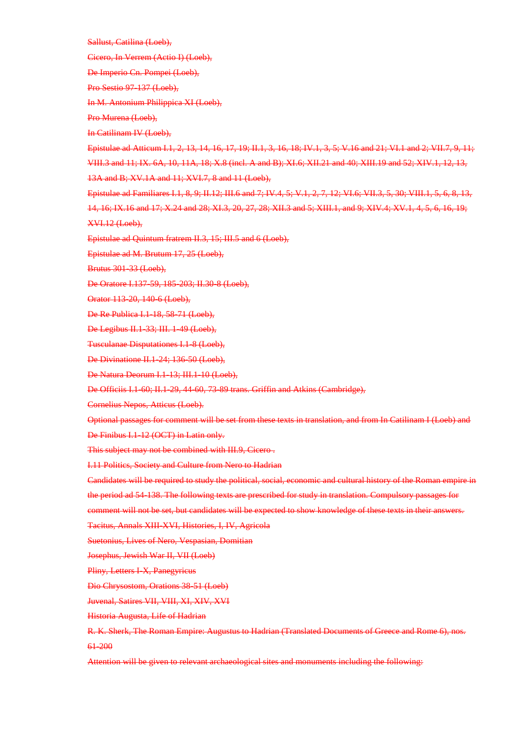~~Sallust, Catilina (Loeb),~~

~~Cicero, In Verrem (Actio I) (Loeb),~~

~~De Imperio Cn. Pompei (Loeb),~~

~~Pro Sestio 97-137 (Loeb),~~

~~In M. Antonium Philippica XI (Loeb),~~

~~Pro Murena (Loeb),~~

~~In Catilinam IV (Loeb),~~

~~Epistulae ad Atticum I.1, 2, 13, 14, 16, 17, 19; II.1, 3, 16, 18; IV.1, 3, 5; V.16 and 21; VI.1 and 2; VII.7, 9, 11; VIII.3 and 11; IX. 6A, 10, 11A, 18; X.8 (incl. A and B); XI.6; XII.21 and 40; XIII.19 and 52; XIV.1, 12, 13, 13A and B; XV.1A and 11; XVI.7, 8 and 11 (Loeb),~~

~~Epistulae ad Familiares I.1, 8, 9; II.12; III.6 and 7; IV.4, 5; V.1, 2, 7, 12; VI.6; VII.3, 5, 30; VIII.1, 5, 6, 8, 13, 14, 16; IX.16 and 17; X.24 and 28; XI.3, 20, 27, 28; XII.3 and 5; XIII.1, and 9; XIV.4; XV.1, 4, 5, 6, 16, 19; XVI.12 (Loeb),~~

~~Epistulae ad Quintum fratrem II.3, 15; III.5 and 6 (Loeb),~~

~~Epistulae ad M. Brutum 17, 25 (Loeb),~~

~~Brutus 301-33 (Loeb),~~

~~De Oratore I.137-59, 185-203; II.30-8 (Loeb),~~

~~Orator 113-20, 140-6 (Loeb),~~

~~De Re Publica I.1-18, 58-71 (Loeb),~~

~~De Legibus II.1-33; III. 1-49 (Loeb),~~

~~Tusculanae Disputationes I.1-8 (Loeb),~~

~~De Divinatione II.1-24; 136-50 (Loeb),~~

~~De Natura Deorum I.1-13; III.1-10 (Loeb),~~

~~De Officiis I.1-60; II.1-29, 44-60, 73-89 trans. Griffin and Atkins (Cambridge),~~

~~Cornelius Nepos, Atticus (Loeb).~~

~~Optional passages for comment will be set from these texts in translation, and from In Catilinam I (Loeb) and De Finibus I.1-12 (OCT) in Latin only.~~

~~This subject may not be combined with III.9, Cicero .~~

~~I.11 Politics, Society and Culture from Nero to Hadrian~~

~~Candidates will be required to study the political, social, economic and cultural history of the Roman empire in the period ad 54-138. The following texts are prescribed for study in translation. Compulsory passages for comment will not be set, but candidates will be expected to show knowledge of these texts in their answers.~~

~~Tacitus, Annals XIII-XVI, Histories, I, IV, Agricola~~

~~Suetonius, Lives of Nero, Vespasian, Domitian~~

~~Josephus, Jewish War II, VII (Loeb)~~

~~Pliny, Letters I-X, Panegyricus~~

~~Dio Chrysostom, Orations 38-51 (Loeb)~~

~~Juvenal, Satires VII, VIII, XI, XIV, XVI~~

~~Historia Augusta, Life of Hadrian~~

~~R. K. Sherk, The Roman Empire: Augustus to Hadrian (Translated Documents of Greece and Rome 6), nos. 61-200~~

~~Attention will be given to relevant archaeological sites and monuments including the following:~~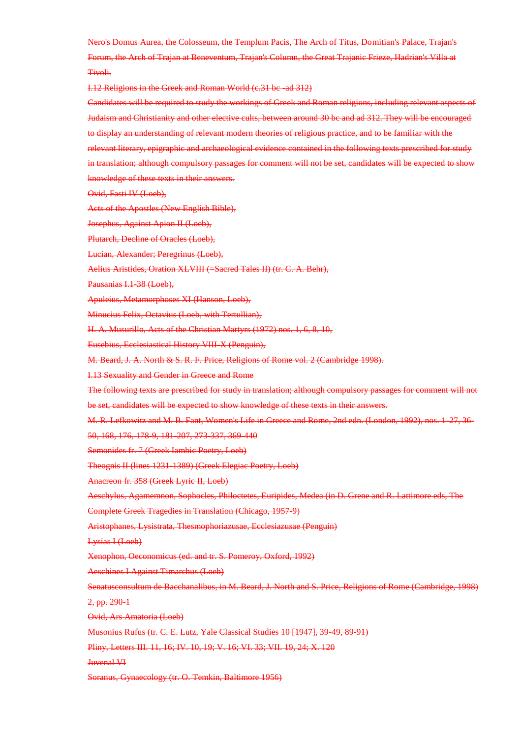~~Nero's Domus Aurea, the Colosseum, the Templum Pacis, The Arch of Titus, Domitian's Palace, Trajan's Forum, the Arch of Trajan at Beneventum, Trajan's Column, the Great Trajanic Frieze, Hadrian's Villa at Tivoli.~~

~~I.12 Religions in the Greek and Roman World (c.31 bc -ad 312)~~

~~Candidates will be required to study the workings of Greek and Roman religions, including relevant aspects of Judaism and Christianity and other elective cults, between around 30 bc and ad 312. They will be encouraged to display an understanding of relevant modern theories of religious practice, and to be familiar with the relevant literary, epigraphic and archaeological evidence contained in the following texts prescribed for study in translation; although compulsory passages for comment will not be set, candidates will be expected to show knowledge of these texts in their answers.~~

~~Ovid, Fasti IV (Loeb),~~

~~Acts of the Apostles (New English Bible),~~

~~Josephus, Against Apion II (Loeb),~~

~~Plutarch, Decline of Oracles (Loeb),~~

~~Lucian, Alexander; Peregrinus (Loeb),~~

~~Aelius Aristides, Oration XLVIII (=Sacred Tales II) (tr. C. A. Behr),~~

~~Pausanias I.1-38 (Loeb),~~

~~Apuleius, Metamorphoses XI (Hanson, Loeb),~~

~~Minucius Felix, Octavius (Loeb, with Tertullian),~~

~~H. A. Musurillo, Acts of the Christian Martyrs (1972) nos. 1, 6, 8, 10,~~

~~Eusebius, Ecclesiastical History VIII-X (Penguin),~~

~~M. Beard, J. A. North & S. R. F. Price, Religions of Rome vol. 2 (Cambridge 1998).~~

~~I.13 Sexuality and Gender in Greece and Rome~~

~~The following texts are prescribed for study in translation; although compulsory passages for comment will not be set, candidates will be expected to show knowledge of these texts in their answers.~~

~~M. R. Lefkowitz and M. B. Fant, Women's Life in Greece and Rome, 2nd edn. (London, 1992), nos. 1-27, 36-50, 168, 176, 178-9, 181-207, 273-337, 369-440~~

~~Semonides fr. 7 (Greek Iambic Poetry, Loeb)~~

~~Theognis II (lines 1231-1389) (Greek Elegiac Poetry, Loeb)~~

~~Anacreon fr. 358 (Greek Lyric II, Loeb)~~

~~Aeschylus, Agamemnon, Sophocles, Philoctetes, Euripides, Medea (in D. Grene and R. Lattimore eds, The Complete Greek Tragedies in Translation (Chicago, 1957-9)~~

~~Aristophanes, Lysistrata, Thesmophoriazusae, Ecclesiazusae (Penguin)~~

~~Lysias I (Loeb)~~

~~Xenophon, Oeconomicus (ed. and tr. S. Pomeroy, Oxford, 1992)~~

~~Aeschines I Against Timarchus (Loeb)~~

~~Senatusconsultum de Bacchanalibus, in M. Beard, J. North and S. Price, Religions of Rome (Cambridge, 1998) 2, pp. 290-1~~

~~Ovid, Ars Amatoria (Loeb)~~

~~Musonius Rufus (tr. C. E. Lutz, Yale Classical Studies 10 [1947], 39-49, 89-91)~~

~~Pliny, Letters III. 11, 16; IV. 10, 19; V. 16; VI. 33; VII. 19, 24; X. 120~~

~~Juvenal VI~~

~~Soranus, Gynaecology (tr. O. Temkin, Baltimore 1956)~~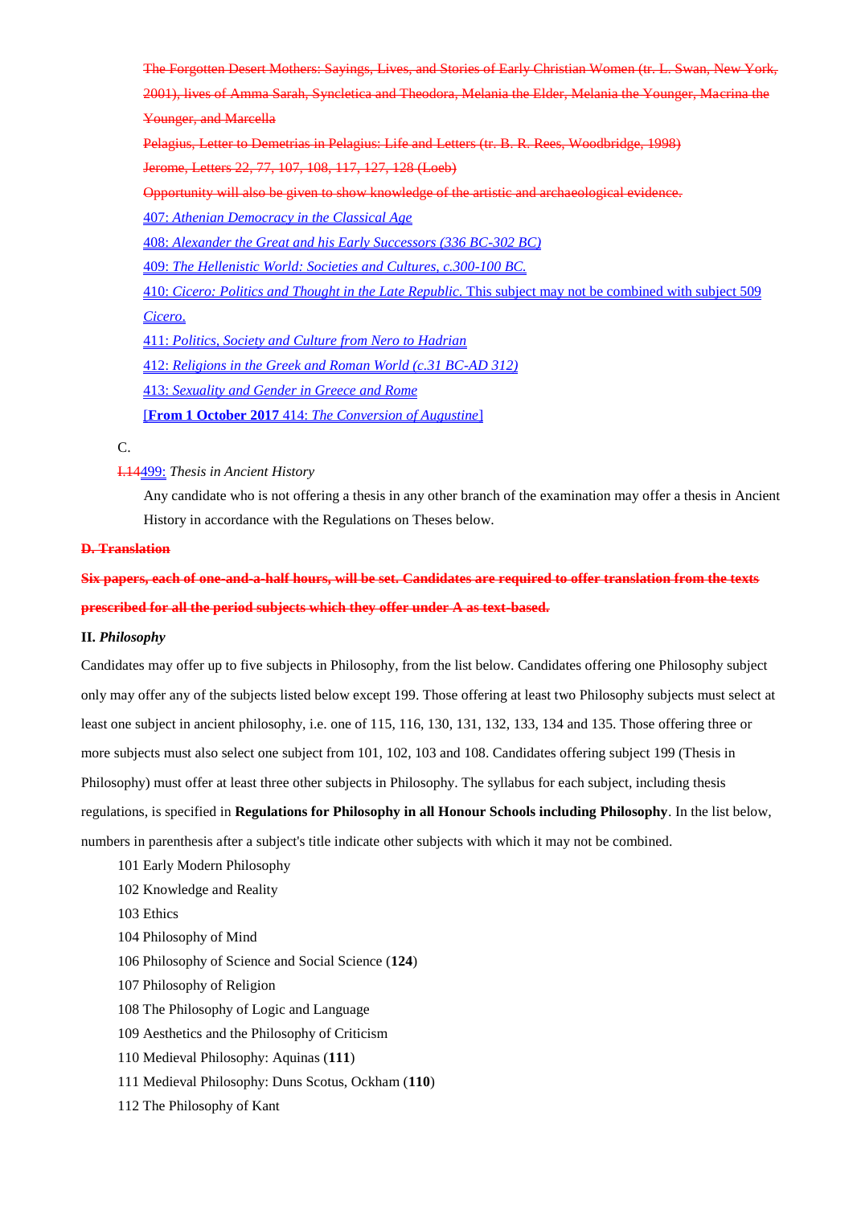~~The Forgotten Desert Mothers: Sayings, Lives, and Stories of Early Christian Women (tr. L. Swan, New York, 2001), lives of Amma Sarah, Syncletica and Theodora, Melania the Elder, Melania the Younger, Macrina the Younger, and Marcella~~

~~Pelagius, Letter to Demetrias in Pelagius: Life and Letters (tr. B. R. Rees, Woodbridge, 1998)~~

~~Jerome, Letters 22, 77, 107, 108, 117, 127, 128 (Loeb)~~

~~Opportunity will also be given to show knowledge of the artistic and archaeological evidence.~~

407: *Athenian Democracy in the Classical Age*

408: *Alexander the Great and his Early Successors (336 BC-302 BC)*

409: *The Hellenistic World: Societies and Cultures, c.300-100 BC.*

410: *Cicero: Politics and Thought in the Late Republic.* This subject may not be combined with subject 509 *Cicero.*

411: *Politics, Society and Culture from Nero to Hadrian*

412: *Religions in the Greek and Roman World (c.31 BC-AD 312)*

413: *Sexuality and Gender in Greece and Rome*

[**From 1 October 2017** 414: *The Conversion of Augustine*]

C.

~~I.14~~499: *Thesis in Ancient History*

Any candidate who is not offering a thesis in any other branch of the examination may offer a thesis in Ancient History in accordance with the Regulations on Theses below.

~~**D. Translation**~~

~~**Six papers, each of one-and-a-half hours, will be set. Candidates are required to offer translation from the texts prescribed for all the period subjects which they offer under A as text-based.**~~

**II.** ***Philosophy***

Candidates may offer up to five subjects in Philosophy, from the list below. Candidates offering one Philosophy subject only may offer any of the subjects listed below except 199. Those offering at least two Philosophy subjects must select at least one subject in ancient philosophy, i.e. one of 115, 116, 130, 131, 132, 133, 134 and 135. Those offering three or more subjects must also select one subject from 101, 102, 103 and 108. Candidates offering subject 199 (Thesis in Philosophy) must offer at least three other subjects in Philosophy. The syllabus for each subject, including thesis regulations, is specified in **Regulations for Philosophy in all Honour Schools including Philosophy**. In the list below, numbers in parenthesis after a subject's title indicate other subjects with which it may not be combined.

101 Early Modern Philosophy

102 Knowledge and Reality

103 Ethics

104 Philosophy of Mind

106 Philosophy of Science and Social Science (**124**)

107 Philosophy of Religion

108 The Philosophy of Logic and Language

109 Aesthetics and the Philosophy of Criticism

110 Medieval Philosophy: Aquinas (**111**)

111 Medieval Philosophy: Duns Scotus, Ockham (**110**)

112 The Philosophy of Kant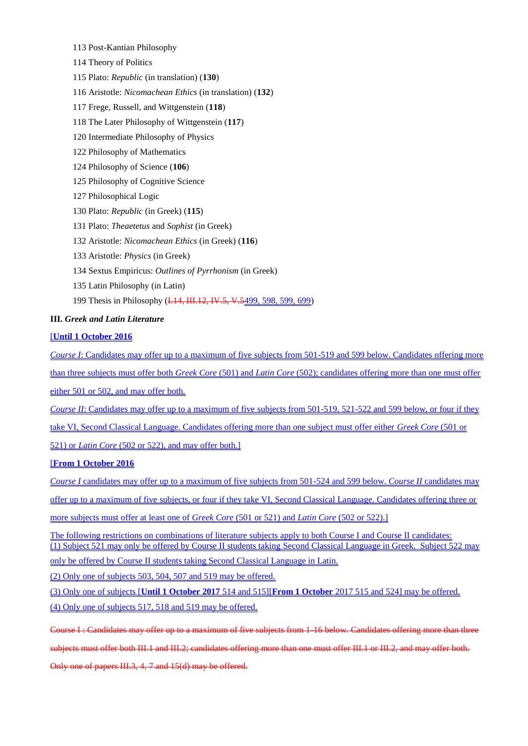113 Post-Kantian Philosophy

114 Theory of Politics

115 Plato: *Republic* (in translation) (**130**)

116 Aristotle: *Nicomachean Ethics* (in translation) (**132**)

117 Frege, Russell, and Wittgenstein (**118**)

118 The Later Philosophy of Wittgenstein (**117**)

120 Intermediate Philosophy of Physics

122 Philosophy of Mathematics

124 Philosophy of Science (**106**)

125 Philosophy of Cognitive Science

127 Philosophical Logic

130 Plato: *Republic* (in Greek) (**115**)

131 Plato: *Theaetetus* and *Sophist* (in Greek)

132 Aristotle: *Nicomachean Ethics* (in Greek) (**116**)

133 Aristotle: *Physics* (in Greek)

134 Sextus Empiricus: *Outlines of Pyrrhonism* (in Greek)

135 Latin Philosophy (in Latin)

199 Thesis in Philosophy (~~I.14, III.12, IV.5, V.5~~499, 598, 599, 699)

**III. *Greek and Latin Literature***

[**Until 1 October 2016**

*Course I*: Candidates may offer up to a maximum of five subjects from 501-519 and 599 below. Candidates offering more than three subjects must offer both *Greek Core* (501) and *Latin Core* (502); candidates offering more than one must offer either 501 or 502, and may offer both.

*Course II*: Candidates may offer up to a maximum of five subjects from 501-519, 521-522 and 599 below, or four if they take VI, Second Classical Language. Candidates offering more than one subject must offer either *Greek Core* (501 or 521) or *Latin Core* (502 or 522), and may offer both.]

[**From 1 October 2016**

*Course I* candidates may offer up to a maximum of five subjects from 501-524 and 599 below. *Course II* candidates may offer up to a maximum of five subjects, or four if they take VI, Second Classical Language. Candidates offering three or more subjects must offer at least one of *Greek Core* (501 or 521) and *Latin Core* (502 or 522).]

The following restrictions on combinations of literature subjects apply to both Course I and Course II candidates:

(1) Subject 521 may only be offered by Course II students taking Second Classical Language in Greek. Subject 522 may only be offered by Course II students taking Second Classical Language in Latin.

(2) Only one of subjects 503, 504, 507 and 519 may be offered.

(3) Only one of subjects [**Until 1 October 2017** 514 and 515][**From 1 October** 2017 515 and 524] may be offered.

(4) Only one of subjects 517, 518 and 519 may be offered.

~~Course I : Candidates may offer up to a maximum of five subjects from 1-16 below. Candidates offering more than three subjects must offer both III.1 and III.2; candidates offering more than one must offer III.1 or III.2, and may offer both. Only one of papers III.3, 4, 7 and 15(d) may be offered.~~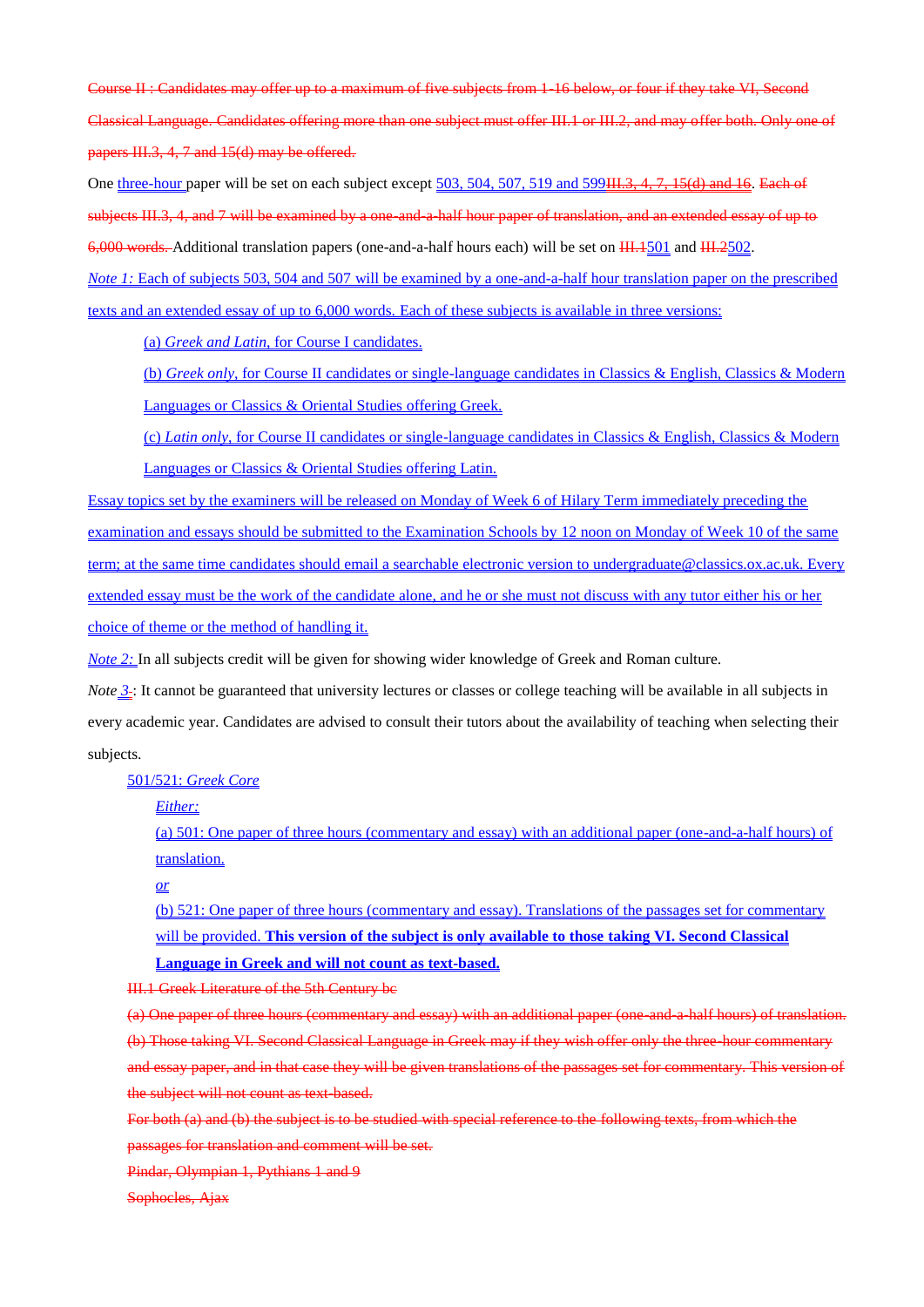~~Course II : Candidates may offer up to a maximum of five subjects from 1-16 below, or four if they take VI, Second Classical Language. Candidates offering more than one subject must offer III.1 or III.2, and may offer both. Only one of papers III.3, 4, 7 and 15(d) may be offered.~~

One three-hour paper will be set on each subject except 503, 504, 507, 519 and 599~~III.3, 4, 7, 15(d) and 16~~. ~~Each of subjects III.3, 4, and 7 will be examined by a one-and-a-half hour paper of translation, and an extended essay of up to 6,000 words.~~ Additional translation papers (one-and-a-half hours each) will be set on ~~III.1~~501 and ~~III.2~~502.

*Note 1:* Each of subjects 503, 504 and 507 will be examined by a one-and-a-half hour translation paper on the prescribed texts and an extended essay of up to 6,000 words. Each of these subjects is available in three versions:

> (a) *Greek and Latin*, for Course I candidates.
>
> (b) *Greek only*, for Course II candidates or single-language candidates in Classics & English, Classics & Modern Languages or Classics & Oriental Studies offering Greek.
>
> (c) *Latin only*, for Course II candidates or single-language candidates in Classics & English, Classics & Modern Languages or Classics & Oriental Studies offering Latin.

Essay topics set by the examiners will be released on Monday of Week 6 of Hilary Term immediately preceding the examination and essays should be submitted to the Examination Schools by 12 noon on Monday of Week 10 of the same term; at the same time candidates should email a searchable electronic version to undergraduate@classics.ox.ac.uk. Every extended essay must be the work of the candidate alone, and he or she must not discuss with any tutor either his or her choice of theme or the method of handling it.

*Note 2:* In all subjects credit will be given for showing wider knowledge of Greek and Roman culture.

*Note 3*: It cannot be guaranteed that university lectures or classes or college teaching will be available in all subjects in every academic year. Candidates are advised to consult their tutors about the availability of teaching when selecting their subjects.

501/521: *Greek Core*

*Either:*

(a) 501: One paper of three hours (commentary and essay) with an additional paper (one-and-a-half hours) of translation.

*or*

(b) 521: One paper of three hours (commentary and essay). Translations of the passages set for commentary will be provided. **This version of the subject is only available to those taking VI. Second Classical Language in Greek and will not count as text-based.**

~~III.1 Greek Literature of the 5th Century bc~~

~~(a) One paper of three hours (commentary and essay) with an additional paper (one-and-a-half hours) of translation.~~

~~(b) Those taking VI. Second Classical Language in Greek may if they wish offer only the three-hour commentary and essay paper, and in that case they will be given translations of the passages set for commentary. This version of the subject will not count as text-based.~~

~~For both (a) and (b) the subject is to be studied with special reference to the following texts, from which the passages for translation and comment will be set.~~

~~Pindar, Olympian 1, Pythians 1 and 9~~

~~Sophocles, Ajax~~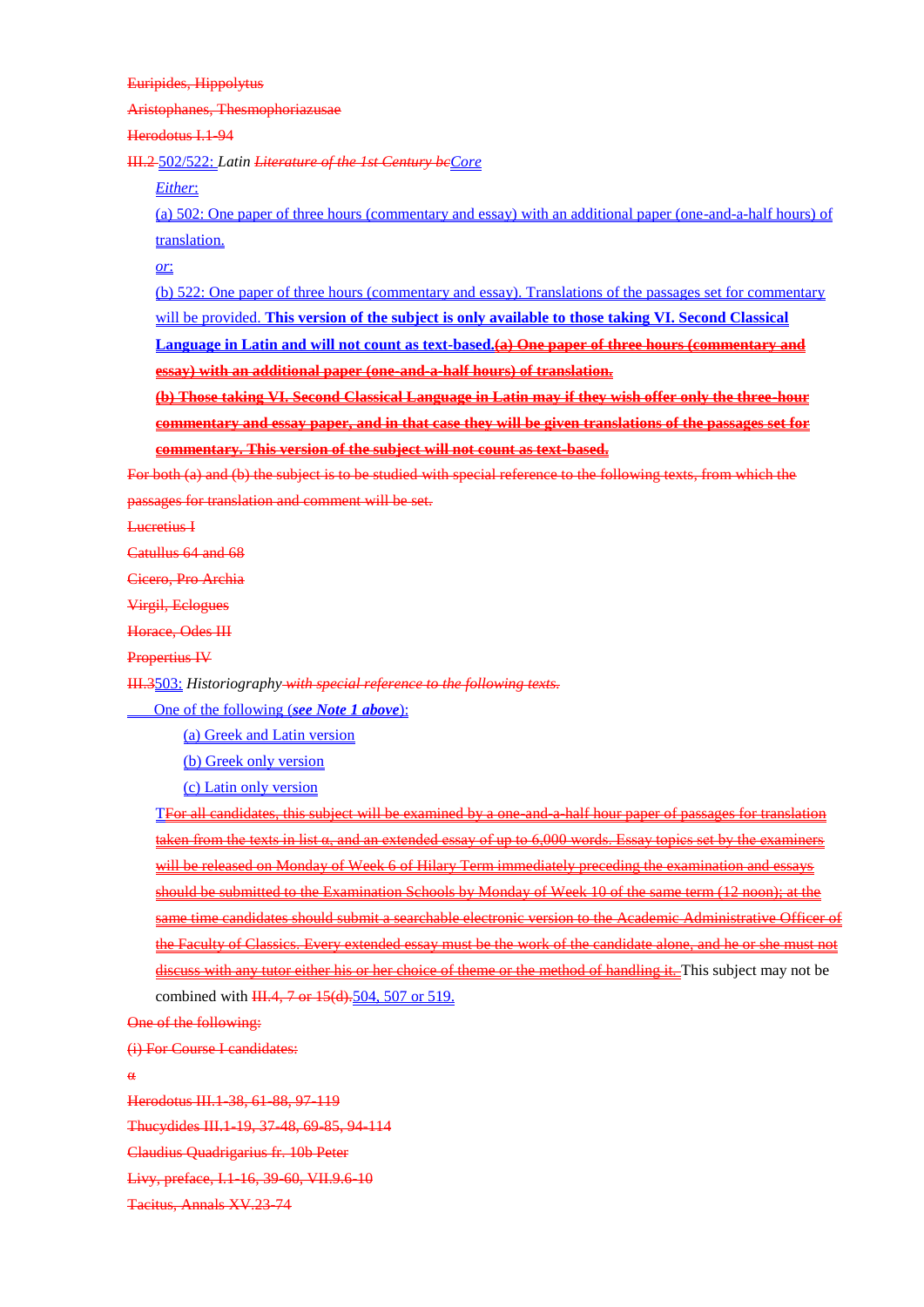~~Euripides, Hippolytus~~

~~Aristophanes, Thesmophoriazusae~~

~~Herodotus I.1-94~~

~~III.2~~ 502/522: *Latin* ~~*Literature of the 1st Century bc*~~*Core*

*Either*:

(a) 502: One paper of three hours (commentary and essay) with an additional paper (one-and-a-half hours) of translation.

*or*:

(b) 522: One paper of three hours (commentary and essay). Translations of the passages set for commentary will be provided. **This version of the subject is only available to those taking VI. Second Classical Language in Latin and will not count as text-based.**~~**(a) One paper of three hours (commentary and essay) with an additional paper (one-and-a-half hours) of translation.**~~

~~**(b) Those taking VI. Second Classical Language in Latin may if they wish offer only the three-hour commentary and essay paper, and in that case they will be given translations of the passages set for commentary. This version of the subject will not count as text-based.**~~

~~For both (a) and (b) the subject is to be studied with special reference to the following texts, from which the passages for translation and comment will be set.~~

~~Lucretius I~~

~~Catullus 64 and 68~~

~~Cicero, Pro Archia~~

~~Virgil, Eclogues~~

~~Horace, Odes III~~

~~Propertius IV~~

~~III.3~~503: *Historiography* ~~*with special reference to the following texts.*~~

One of the following (***see Note 1 above***):

(a) Greek and Latin version

(b) Greek only version

(c) Latin only version

T~~For all candidates, this subject will be examined by a one-and-a-half hour paper of passages for translation taken from the texts in list α, and an extended essay of up to 6,000 words. Essay topics set by the examiners will be released on Monday of Week 6 of Hilary Term immediately preceding the examination and essays should be submitted to the Examination Schools by Monday of Week 10 of the same term (12 noon); at the same time candidates should submit a searchable electronic version to the Academic Administrative Officer of the Faculty of Classics. Every extended essay must be the work of the candidate alone, and he or she must not discuss with any tutor either his or her choice of theme or the method of handling it.~~ This subject may not be combined with ~~III.4, 7 or 15(d).~~504, 507 or 519.

~~One of the following:~~

~~(i) For Course I candidates:~~

~~α~~

~~Herodotus III.1-38, 61-88, 97-119~~

~~Thucydides III.1-19, 37-48, 69-85, 94-114~~

~~Claudius Quadrigarius fr. 10b Peter~~

~~Livy, preface, I.1-16, 39-60, VII.9.6-10~~

~~Tacitus, Annals XV.23-74~~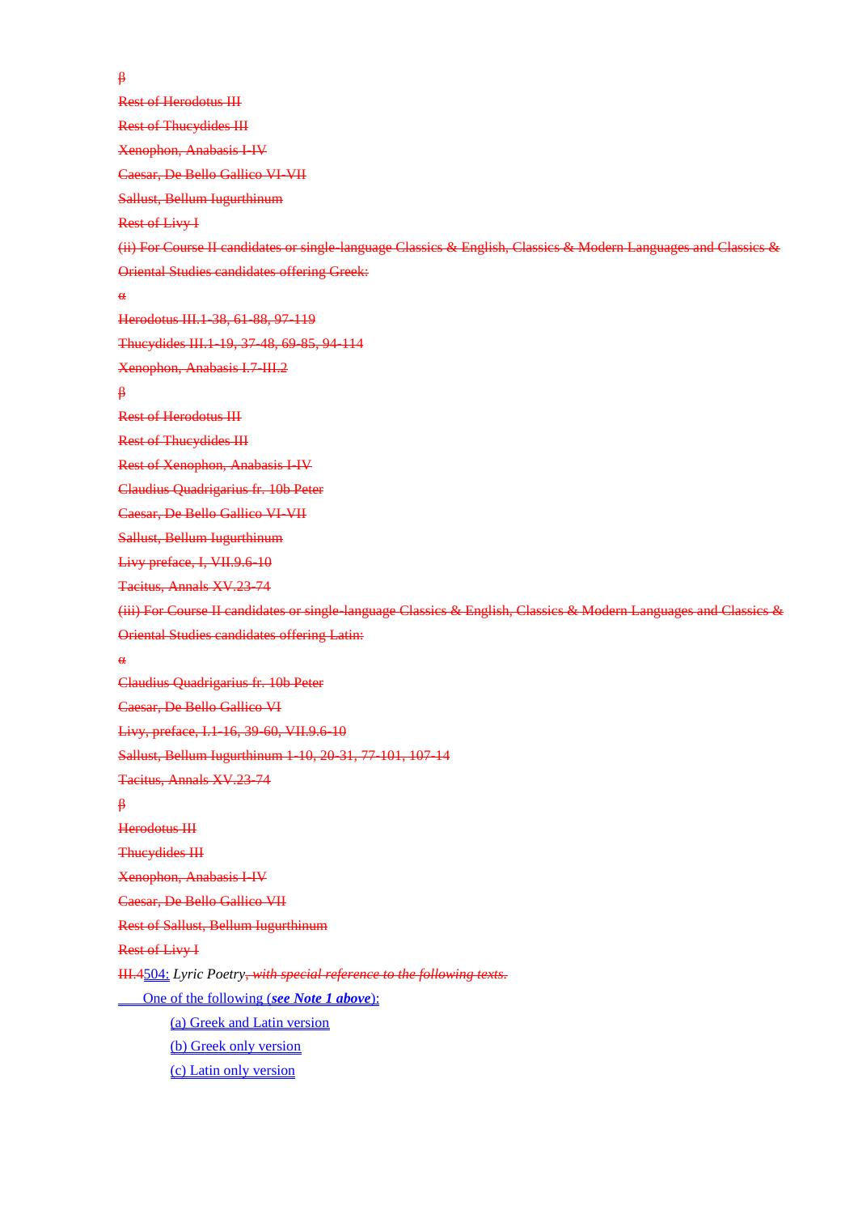~~β~~

~~Rest of Herodotus III~~

~~Rest of Thucydides III~~

~~Xenophon, Anabasis I-IV~~

~~Caesar, De Bello Gallico VI-VII~~

~~Sallust, Bellum Iugurthinum~~

~~Rest of Livy I~~

~~(ii) For Course II candidates or single-language Classics & English, Classics & Modern Languages and Classics & Oriental Studies candidates offering Greek:~~

~~α~~

~~Herodotus III.1-38, 61-88, 97-119~~

~~Thucydides III.1-19, 37-48, 69-85, 94-114~~

~~Xenophon, Anabasis I.7-III.2~~

~~β~~

~~Rest of Herodotus III~~

~~Rest of Thucydides III~~

~~Rest of Xenophon, Anabasis I-IV~~

~~Claudius Quadrigarius fr. 10b Peter~~

~~Caesar, De Bello Gallico VI-VII~~

~~Sallust, Bellum Iugurthinum~~

~~Livy preface, I, VII.9.6-10~~

~~Tacitus, Annals XV.23-74~~

~~(iii) For Course II candidates or single-language Classics & English, Classics & Modern Languages and Classics & Oriental Studies candidates offering Latin:~~

~~α~~

~~Claudius Quadrigarius fr. 10b Peter~~

~~Caesar, De Bello Gallico VI~~

~~Livy, preface, I.1-16, 39-60, VII.9.6-10~~

~~Sallust, Bellum Iugurthinum 1-10, 20-31, 77-101, 107-14~~

~~Tacitus, Annals XV.23-74~~

~~β~~

~~Herodotus III~~

~~Thucydides III~~

~~Xenophon, Anabasis I-IV~~

~~Caesar, De Bello Gallico VII~~

~~Rest of Sallust, Bellum Iugurthinum~~

~~Rest of Livy I~~

~~III.4~~504: *Lyric Poetry*~~*, with special reference to the following texts.*~~

One of the following (***see Note 1 above***):

(a) Greek and Latin version

(b) Greek only version

(c) Latin only version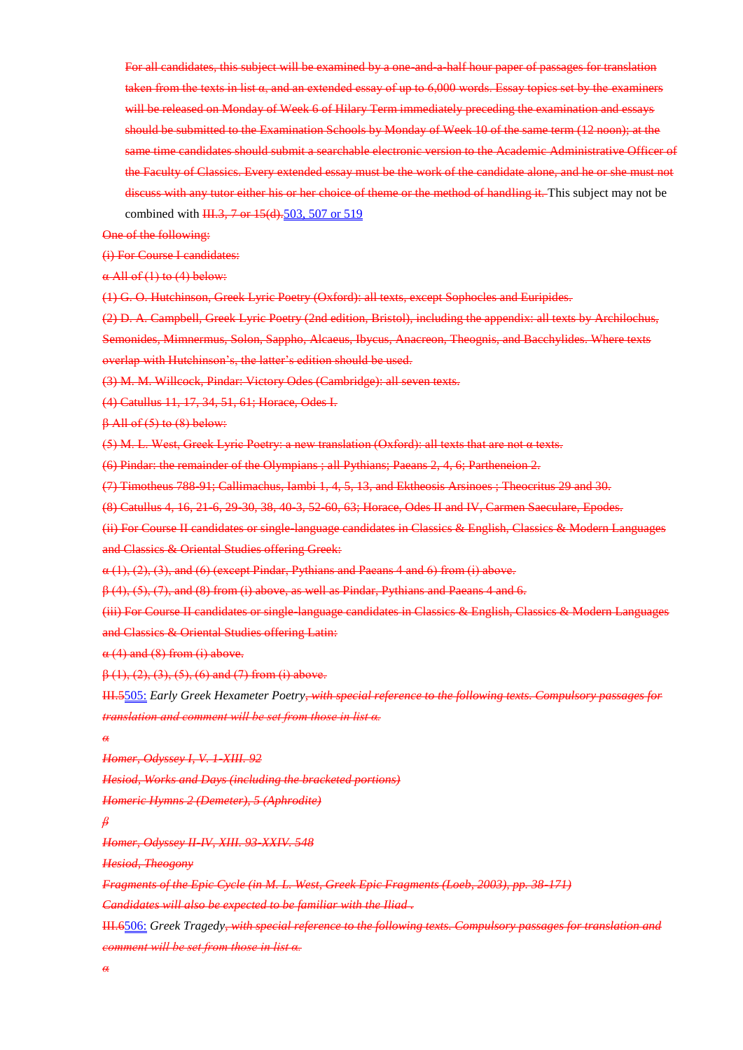For all candidates, this subject will be examined by a one-and-a-half hour paper of passages for translation taken from the texts in list α, and an extended essay of up to 6,000 words. Essay topics set by the examiners will be released on Monday of Week 6 of Hilary Term immediately preceding the examination and essays should be submitted to the Examination Schools by Monday of Week 10 of the same term (12 noon); at the same time candidates should submit a searchable electronic version to the Academic Administrative Officer of the Faculty of Classics. Every extended essay must be the work of the candidate alone, and he or she must not discuss with any tutor either his or her choice of theme or the method of handling it. This subject may not be combined with III.3, 7 or 15(d).503, 507 or 519

One of the following:

(i) For Course I candidates:

α All of (1) to (4) below:

(1) G. O. Hutchinson, Greek Lyric Poetry (Oxford): all texts, except Sophocles and Euripides.

(2) D. A. Campbell, Greek Lyric Poetry (2nd edition, Bristol), including the appendix: all texts by Archilochus, Semonides, Mimnermus, Solon, Sappho, Alcaeus, Ibycus, Anacreon, Theognis, and Bacchylides. Where texts overlap with Hutchinson's, the latter's edition should be used.

(3) M. M. Willcock, Pindar: Victory Odes (Cambridge): all seven texts.

(4) Catullus 11, 17, 34, 51, 61; Horace, Odes I.

β All of (5) to (8) below:

(5) M. L. West, Greek Lyric Poetry: a new translation (Oxford): all texts that are not α texts.

(6) Pindar: the remainder of the Olympians ; all Pythians; Paeans 2, 4, 6; Partheneion 2.

(7) Timotheus 788-91; Callimachus, Iambi 1, 4, 5, 13, and Ektheosis Arsinoes ; Theocritus 29 and 30.

(8) Catullus 4, 16, 21-6, 29-30, 38, 40-3, 52-60, 63; Horace, Odes II and IV, Carmen Saeculare, Epodes.

(ii) For Course II candidates or single-language candidates in Classics & English, Classics & Modern Languages and Classics & Oriental Studies offering Greek:

α (1), (2), (3), and (6) (except Pindar, Pythians and Paeans 4 and 6) from (i) above.

β (4), (5), (7), and (8) from (i) above, as well as Pindar, Pythians and Paeans 4 and 6.

(iii) For Course II candidates or single-language candidates in Classics & English, Classics & Modern Languages and Classics & Oriental Studies offering Latin:

α (4) and (8) from (i) above.

β (1), (2), (3), (5), (6) and (7) from (i) above.

III.5505: *Early Greek Hexameter Poetry, with special reference to the following texts. Compulsory passages for translation and comment will be set from those in list α.*

*α*

*Homer, Odyssey I, V. 1-XIII. 92*

*Hesiod, Works and Days (including the bracketed portions)*

*Homeric Hymns 2 (Demeter), 5 (Aphrodite)*

*β*

*Homer, Odyssey II-IV, XIII. 93-XXIV. 548*

*Hesiod, Theogony*

*Fragments of the Epic Cycle (in M. L. West, Greek Epic Fragments (Loeb, 2003), pp. 38-171)*

*Candidates will also be expected to be familiar with the Iliad .*

III.6506: *Greek Tragedy, with special reference to the following texts. Compulsory passages for translation and comment will be set from those in list α.*

*α*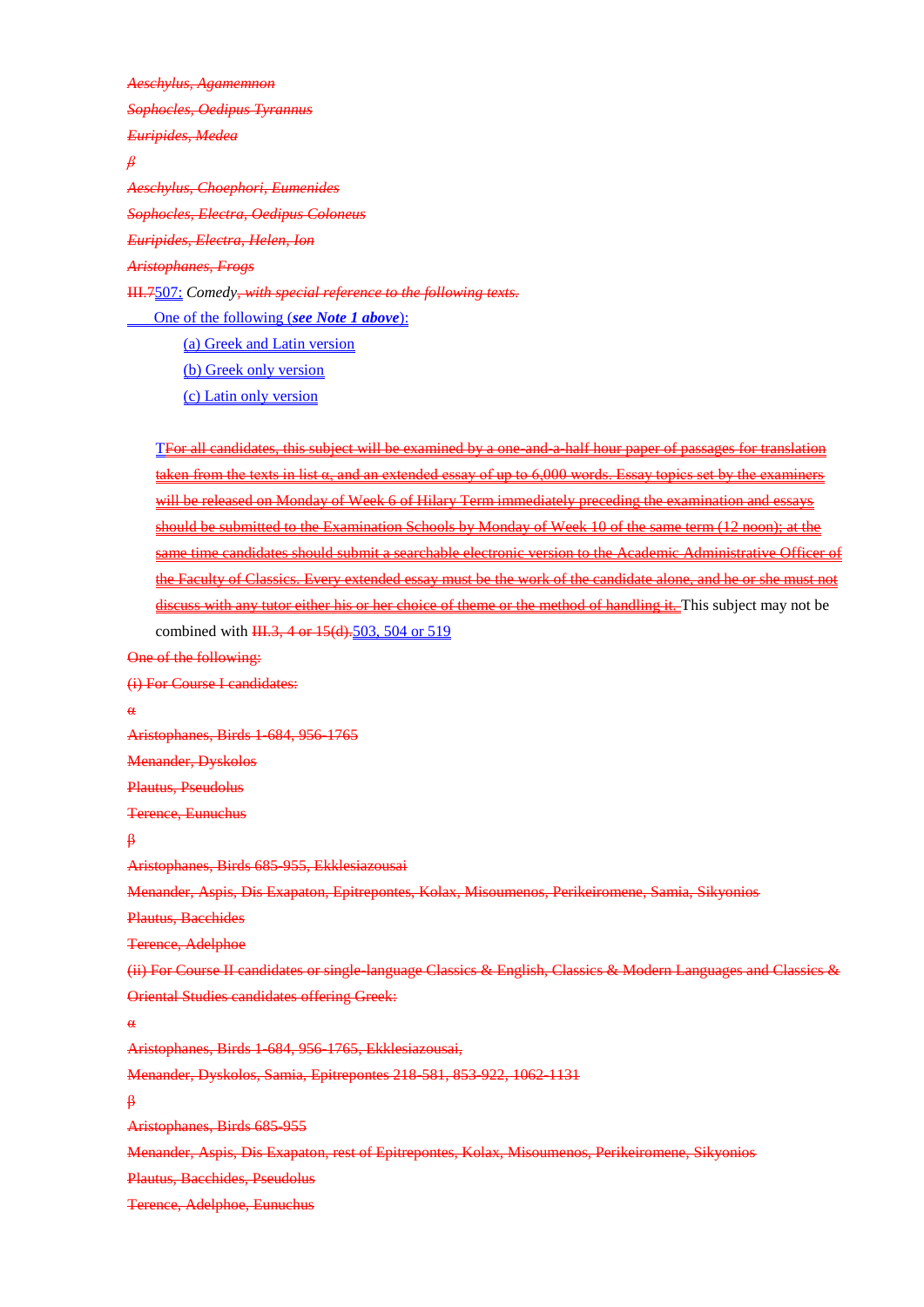~~*Aeschylus, Agamemnon*~~

~~*Sophocles, Oedipus Tyrannus*~~

~~*Euripides, Medea*~~

~~*β*~~

~~*Aeschylus, Choephori, Eumenides*~~

~~*Sophocles, Electra, Oedipus Coloneus*~~

~~*Euripides, Electra, Helen, Ion*~~

~~*Aristophanes, Frogs*~~

~~III.7~~507: *Comedy*~~*, with special reference to the following texts.*~~

One of the following (***see Note 1 above***):

(a) Greek and Latin version

(b) Greek only version

(c) Latin only version

T~~For all candidates, this subject will be examined by a one-and-a-half hour paper of passages for translation taken from the texts in list α, and an extended essay of up to 6,000 words. Essay topics set by the examiners will be released on Monday of Week 6 of Hilary Term immediately preceding the examination and essays should be submitted to the Examination Schools by Monday of Week 10 of the same term (12 noon); at the same time candidates should submit a searchable electronic version to the Academic Administrative Officer of the Faculty of Classics. Every extended essay must be the work of the candidate alone, and he or she must not discuss with any tutor either his or her choice of theme or the method of handling it.~~ This subject may not be combined with ~~III.3, 4 or 15(d).~~503, 504 or 519

~~One of the following:~~

~~(i) For Course I candidates:~~

~~α~~

~~Aristophanes, Birds 1-684, 956-1765~~

~~Menander, Dyskolos~~

~~Plautus, Pseudolus~~

~~Terence, Eunuchus~~

~~β~~

~~Aristophanes, Birds 685-955, Ekklesiazousai~~

~~Menander, Aspis, Dis Exapaton, Epitrepontes, Kolax, Misoumenos, Perikeiromene, Samia, Sikyonios~~

~~Plautus, Bacchides~~

~~Terence, Adelphoe~~

~~(ii) For Course II candidates or single-language Classics & English, Classics & Modern Languages and Classics & Oriental Studies candidates offering Greek:~~

~~α~~

~~Aristophanes, Birds 1-684, 956-1765, Ekklesiazousai,~~

~~Menander, Dyskolos, Samia, Epitrepontes 218-581, 853-922, 1062-1131~~

~~β~~

~~Aristophanes, Birds 685-955~~

~~Menander, Aspis, Dis Exapaton, rest of Epitrepontes, Kolax, Misoumenos, Perikeiromene, Sikyonios~~

~~Plautus, Bacchides, Pseudolus~~

~~Terence, Adelphoe, Eunuchus~~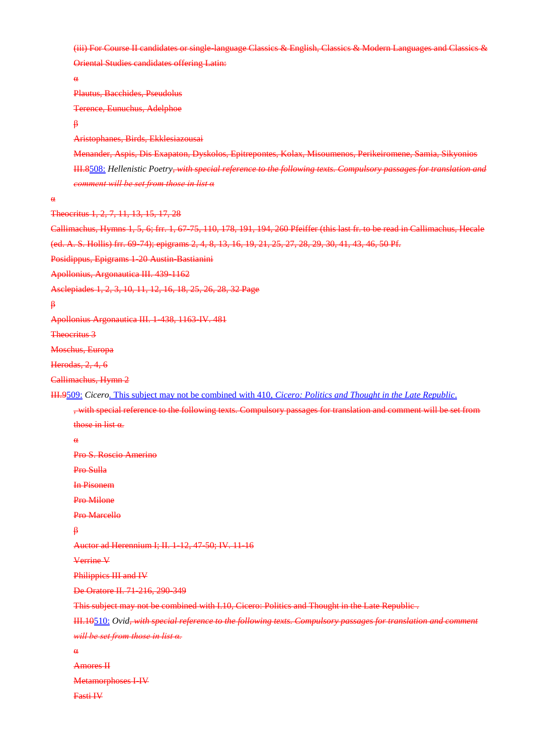~~(iii) For Course II candidates or single-language Classics & English, Classics & Modern Languages and Classics & Oriental Studies candidates offering Latin:~~

~~α~~

~~Plautus, Bacchides, Pseudolus~~

~~Terence, Eunuchus, Adelphoe~~

~~β~~

~~Aristophanes, Birds, Ekklesiazousai~~

~~Menander, Aspis, Dis Exapaton, Dyskolos, Epitrepontes, Kolax, Misoumenos, Perikeiromene, Samia, Sikyonios~~

~~III.8~~508: *Hellenistic Poetry*~~, with special reference to the following texts. Compulsory passages for translation and comment will be set from those in list α~~

~~α~~

~~Theocritus 1, 2, 7, 11, 13, 15, 17, 28~~

~~Callimachus, Hymns 1, 5, 6; frr. 1, 67-75, 110, 178, 191, 194, 260 Pfeiffer (this last fr. to be read in Callimachus, Hecale (ed. A. S. Hollis) frr. 69-74); epigrams 2, 4, 8, 13, 16, 19, 21, 25, 27, 28, 29, 30, 41, 43, 46, 50 Pf.~~

~~Posidippus, Epigrams 1-20 Austin-Bastianini~~

~~Apollonius, Argonautica III. 439-1162~~

~~Asclepiades 1, 2, 3, 10, 11, 12, 16, 18, 25, 26, 28, 32 Page~~

~~β~~

~~Apollonius Argonautica III. 1-438, 1163-IV. 481~~

~~Theocritus 3~~

~~Moschus, Europa~~

~~Herodas, 2, 4, 6~~

~~Callimachus, Hymn 2~~

~~III.9~~509: *Cicero*. This subject may not be combined with 410, *Cicero: Politics and Thought in the Late Republic*.

~~, with special reference to the following texts. Compulsory passages for translation and comment will be set from those in list α.~~

~~α~~

~~Pro S. Roscio Amerino~~

~~Pro Sulla~~

~~In Pisonem~~

~~Pro Milone~~

~~Pro Marcello~~

~~β~~

~~Auctor ad Herennium I; II. 1-12, 47-50; IV. 11-16~~

~~Verrine V~~

~~Philippics III and IV~~

~~De Oratore II. 71-216, 290-349~~

~~This subject may not be combined with I.10, Cicero: Politics and Thought in the Late Republic .~~

~~III.10~~510: *Ovid*~~, with special reference to the following texts. Compulsory passages for translation and comment will be set from those in list α.~~

~~α~~

~~Amores II~~

~~Metamorphoses I-IV~~

~~Fasti IV~~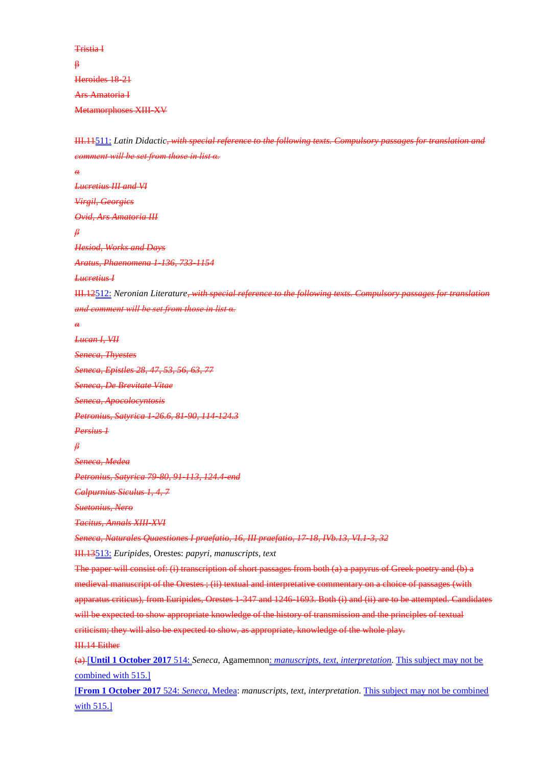~~Tristia I~~

~~β~~

~~Heroides 18-21~~

~~Ars Amatoria I~~

~~Metamorphoses XIII-XV~~

~~III.11~~511: *Latin Didactic*~~*, with special reference to the following texts. Compulsory passages for translation and comment will be set from those in list α.*~~

~~*α*~~

~~*Lucretius III and VI*~~

~~*Virgil, Georgics*~~

~~*Ovid, Ars Amatoria III*~~

~~*β*~~

~~*Hesiod, Works and Days*~~

~~*Aratus, Phaenomena 1-136, 733-1154*~~

~~*Lucretius I*~~

~~III.12~~512: *Neronian Literature*~~*, with special reference to the following texts. Compulsory passages for translation and comment will be set from those in list α.*~~

~~*α*~~

~~*Lucan I, VII*~~

~~*Seneca, Thyestes*~~

~~*Seneca, Epistles 28, 47, 53, 56, 63, 77*~~

~~*Seneca, De Brevitate Vitae*~~

~~*Seneca, Apocolocyntosis*~~

~~*Petronius, Satyrica 1-26.6, 81-90, 114-124.3*~~

~~*Persius 1*~~

~~*β*~~

~~*Seneca, Medea*~~

~~*Petronius, Satyrica 79-80, 91-113, 124.4-end*~~

~~*Calpurnius Siculus 1, 4, 7*~~

~~*Suetonius, Nero*~~

~~*Tacitus, Annals XIII-XVI*~~

~~*Seneca, Naturales Quaestiones I praefatio, 16, III praefatio, 17-18, IVb.13, VI.1-3, 32*~~

~~III.13~~513: *Euripides*, Orestes: *papyri, manuscripts, text*

~~The paper will consist of: (i) transcription of short passages from both (a) a papyrus of Greek poetry and (b) a medieval manuscript of the Orestes ; (ii) textual and interpretative commentary on a choice of passages (with apparatus criticus), from Euripides, Orestes 1-347 and 1246-1693. Both (i) and (ii) are to be attempted. Candidates will be expected to show appropriate knowledge of the history of transmission and the principles of textual criticism; they will also be expected to show, as appropriate, knowledge of the whole play.~~

~~III.14 Either~~

~~(a)~~ [**Until 1 October 2017** 514: *Seneca*, Agamemnon: *manuscripts, text, interpretation*. This subject may not be combined with 515.]

[**From 1 October 2017** 524: *Seneca*, Medea: *manuscripts, text, interpretation*. This subject may not be combined with 515.]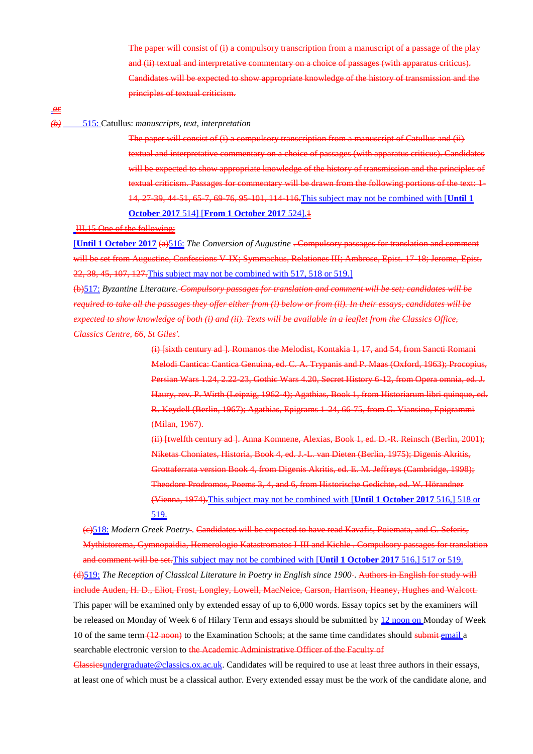The paper will consist of (i) a compulsory transcription from a manuscript of a passage of the play and (ii) textual and interpretative commentary on a choice of passages (with apparatus criticus). Candidates will be expected to show appropriate knowledge of the history of transmission and the principles of textual criticism.

*or*

*(b)* 515: Catullus: *manuscripts, text, interpretation*

The paper will consist of (i) a compulsory transcription from a manuscript of Catullus and (ii) textual and interpretative commentary on a choice of passages (with apparatus criticus). Candidates will be expected to show appropriate knowledge of the history of transmission and the principles of textual criticism. Passages for commentary will be drawn from the following portions of the text: 1-14, 27-39, 44-51, 65-7, 69-76, 95-101, 114-116.This subject may not be combined with [**Until 1 October 2017** 514] [**From 1 October 2017** 524].1

III.15 One of the following:

[**Until 1 October 2017** (a)516: *The Conversion of Augustine* . Compulsory passages for translation and comment will be set from Augustine, Confessions V-IX; Symmachus, Relationes III; Ambrose, Epist. 17-18; Jerome, Epist. 22, 38, 45, 107, 127.This subject may not be combined with 517, 518 or 519.]

(b)517: *Byzantine Literature. Compulsory passages for translation and comment will be set; candidates will be required to take all the passages they offer either from (i) below or from (ii). In their essays, candidates will be expected to show knowledge of both (i) and (ii). Texts will be available in a leaflet from the Classics Office, Classics Centre, 66, St Giles'.*

(i) [sixth century ad ]. Romanos the Melodist, Kontakia 1, 17, and 54, from Sancti Romani Melodi Cantica: Cantica Genuina, ed. C. A. Trypanis and P. Maas (Oxford, 1963); Procopius, Persian Wars 1.24, 2.22-23, Gothic Wars 4.20, Secret History 6-12, from Opera omnia, ed. J. Haury, rev. P. Wirth (Leipzig, 1962-4); Agathias, Book 1, from Historiarum libri quinque, ed. R. Keydell (Berlin, 1967); Agathias, Epigrams 1-24, 66-75, from G. Viansino, Epigrammi (Milan, 1967).

(ii) [twelfth century ad ]. Anna Komnene, Alexias, Book 1, ed. D.-R. Reinsch (Berlin, 2001); Niketas Choniates, Historia, Book 4, ed. J.-L. van Dieten (Berlin, 1975); Digenis Akritis, Grottaferrata version Book 4, from Digenis Akritis, ed. E. M. Jeffreys (Cambridge, 1998); Theodore Prodromos, Poems 3, 4, and 6, from Historische Gedichte, ed. W. Hörandner (Vienna, 1974).This subject may not be combined with [**Until 1 October 2017** 516,] 518 or 519.

(c)518: *Modern Greek Poetry*. Candidates will be expected to have read Kavafis, Poiemata, and G. Seferis, Mythistorema, Gymnopaidia, Hemerologio Katastromatos I-III and Kichle . Compulsory passages for translation and comment will be set.This subject may not be combined with [**Until 1 October 2017** 516,] 517 or 519.

(d)519: *The Reception of Classical Literature in Poetry in English since 1900*. Authors in English for study will include Auden, H. D., Eliot, Frost, Longley, Lowell, MacNeice, Carson, Harrison, Heaney, Hughes and Walcott. This paper will be examined only by extended essay of up to 6,000 words. Essay topics set by the examiners will be released on Monday of Week 6 of Hilary Term and essays should be submitted by 12 noon on Monday of Week 10 of the same term (12 noon) to the Examination Schools; at the same time candidates should submit email a searchable electronic version to the Academic Administrative Officer of the Faculty of Classicsundergraduate@classics.ox.ac.uk. Candidates will be required to use at least three authors in their essays, at least one of which must be a classical author. Every extended essay must be the work of the candidate alone, and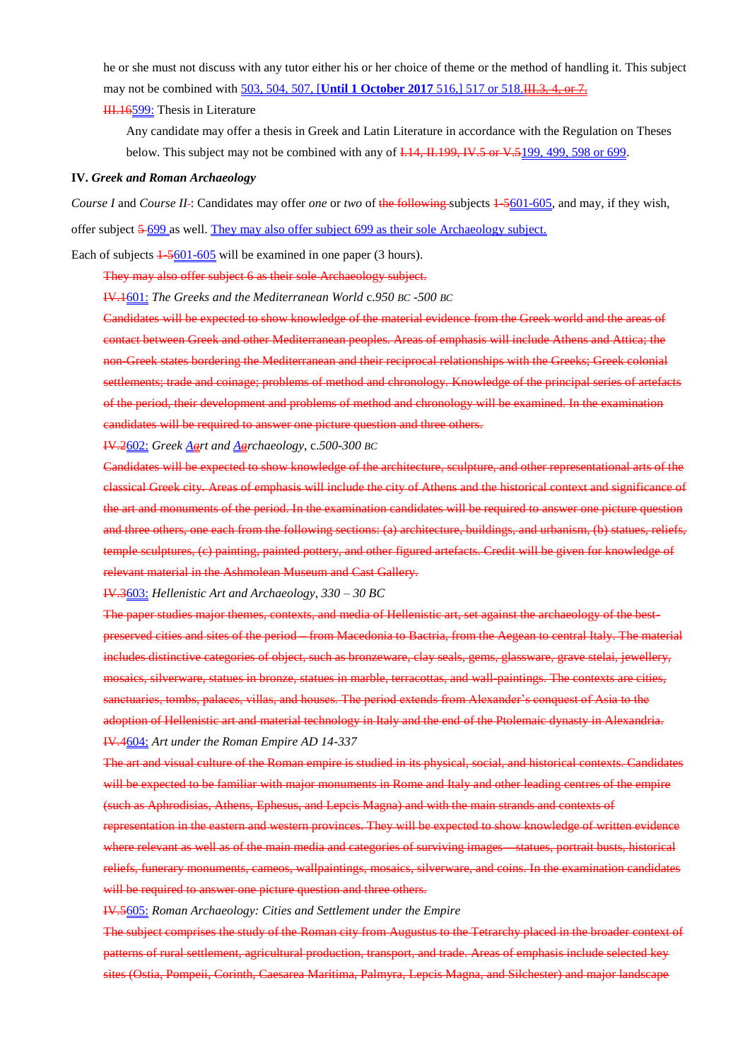he or she must not discuss with any tutor either his or her choice of theme or the method of handling it. This subject may not be combined with 503, 504, 507, [**Until 1 October 2017** 516,] 517 or 518.~~III.3, 4, or 7.~~

~~III.16~~599: Thesis in Literature

Any candidate may offer a thesis in Greek and Latin Literature in accordance with the Regulation on Theses below. This subject may not be combined with any of ~~I.14, II.199, IV.5 or V.5~~199, 499, 598 or 699.

## IV. *Greek and Roman Archaeology*

*Course I* and *Course II*~~-~~: Candidates may offer *one* or *two* of ~~the following~~ subjects ~~1-5~~601-605, and may, if they wish, offer subject ~~5~~ 699 as well. They may also offer subject 699 as their sole Archaeology subject.

Each of subjects ~~1-5~~601-605 will be examined in one paper (3 hours).

~~They may also offer subject 6 as their sole Archaeology subject.~~

~~IV.1~~601: *The Greeks and the Mediterranean World* c.*950 BC -500 BC*

~~Candidates will be expected to show knowledge of the material evidence from the Greek world and the areas of contact between Greek and other Mediterranean peoples. Areas of emphasis will include Athens and Attica; the non-Greek states bordering the Mediterranean and their reciprocal relationships with the Greeks; Greek colonial settlements; trade and coinage; problems of method and chronology. Knowledge of the principal series of artefacts of the period, their development and problems of method and chronology will be examined. In the examination candidates will be required to answer one picture question and three others.~~

~~IV.2~~602: *Greek A~~a~~rt and A~~a~~rchaeology*, c.*500-300 BC*

~~Candidates will be expected to show knowledge of the architecture, sculpture, and other representational arts of the classical Greek city. Areas of emphasis will include the city of Athens and the historical context and significance of the art and monuments of the period. In the examination candidates will be required to answer one picture question and three others, one each from the following sections: (a) architecture, buildings, and urbanism, (b) statues, reliefs, temple sculptures, (c) painting, painted pottery, and other figured artefacts. Credit will be given for knowledge of relevant material in the Ashmolean Museum and Cast Gallery.~~

~~IV.3~~603: *Hellenistic Art and Archaeology, 330 – 30 BC*

~~The paper studies major themes, contexts, and media of Hellenistic art, set against the archaeology of the best-preserved cities and sites of the period – from Macedonia to Bactria, from the Aegean to central Italy. The material includes distinctive categories of object, such as bronzeware, clay seals, gems, glassware, grave stelai, jewellery, mosaics, silverware, statues in bronze, statues in marble, terracottas, and wall-paintings. The contexts are cities, sanctuaries, tombs, palaces, villas, and houses. The period extends from Alexander's conquest of Asia to the adoption of Hellenistic art and material technology in Italy and the end of the Ptolemaic dynasty in Alexandria.~~

~~IV.4~~604: *Art under the Roman Empire AD 14-337*

~~The art and visual culture of the Roman empire is studied in its physical, social, and historical contexts. Candidates will be expected to be familiar with major monuments in Rome and Italy and other leading centres of the empire (such as Aphrodisias, Athens, Ephesus, and Lepcis Magna) and with the main strands and contexts of representation in the eastern and western provinces. They will be expected to show knowledge of written evidence where relevant as well as of the main media and categories of surviving images—statues, portrait busts, historical reliefs, funerary monuments, cameos, wallpaintings, mosaics, silverware, and coins. In the examination candidates will be required to answer one picture question and three others.~~

~~IV.5~~605: *Roman Archaeology: Cities and Settlement under the Empire*

~~The subject comprises the study of the Roman city from Augustus to the Tetrarchy placed in the broader context of patterns of rural settlement, agricultural production, transport, and trade. Areas of emphasis include selected key sites (Ostia, Pompeii, Corinth, Caesarea Maritima, Palmyra, Lepcis Magna, and Silchester) and major landscape~~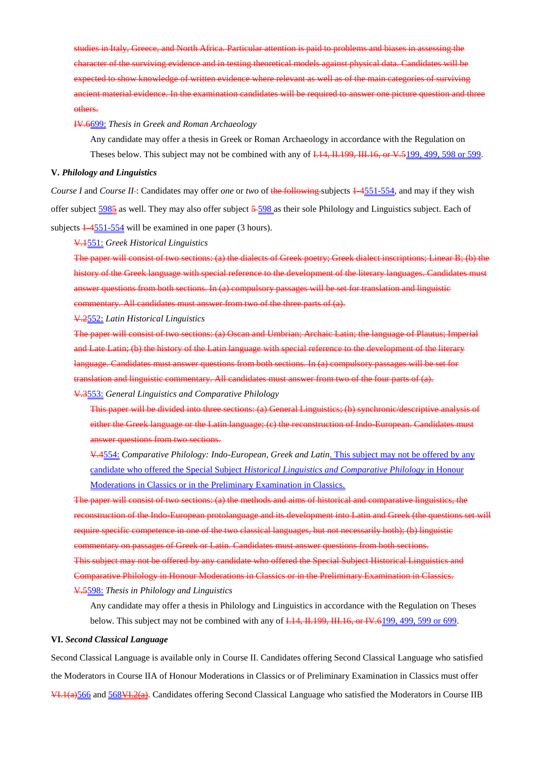~~studies in Italy, Greece, and North Africa. Particular attention is paid to problems and biases in assessing the character of the surviving evidence and in testing theoretical models against physical data. Candidates will be expected to show knowledge of written evidence where relevant as well as of the main categories of surviving ancient material evidence. In the examination candidates will be required to answer one picture question and three others.~~

~~IV.6~~699: *Thesis in Greek and Roman Archaeology*

Any candidate may offer a thesis in Greek or Roman Archaeology in accordance with the Regulation on Theses below. This subject may not be combined with any of ~~I.14, II.199, III.16, or V.5~~199, 499, 598 or 599.

**V. *Philology and Linguistics***

*Course I* and *Course II*-: Candidates may offer *one* or *two* of ~~the following~~ subjects ~~1-4~~551-554, and may if they wish offer subject 598~~5~~ as well. They may also offer subject ~~5~~ 598 as their sole Philology and Linguistics subject. Each of subjects ~~1-4~~551-554 will be examined in one paper (3 hours).

~~V.1~~551: *Greek Historical Linguistics*

~~The paper will consist of two sections: (a) the dialects of Greek poetry; Greek dialect inscriptions; Linear B; (b) the history of the Greek language with special reference to the development of the literary languages. Candidates must answer questions from both sections. In (a) compulsory passages will be set for translation and linguistic commentary. All candidates must answer from two of the three parts of (a).~~

~~V.2~~552: *Latin Historical Linguistics*

~~The paper will consist of two sections: (a) Oscan and Umbrian; Archaic Latin; the language of Plautus; Imperial and Late Latin; (b) the history of the Latin language with special reference to the development of the literary language. Candidates must answer questions from both sections. In (a) compulsory passages will be set for translation and linguistic commentary. All candidates must answer from two of the four parts of (a).~~

~~V.3~~553: *General Linguistics and Comparative Philology*

~~This paper will be divided into three sections: (a) General Linguistics; (b) synchronic/descriptive analysis of either the Greek language or the Latin language; (c) the reconstruction of Indo-European. Candidates must answer questions from two sections.~~

~~V.4~~554: *Comparative Philology: Indo-European, Greek and Latin*. This subject may not be offered by any candidate who offered the Special Subject *Historical Linguistics and Comparative Philology* in Honour Moderations in Classics or in the Preliminary Examination in Classics.

~~The paper will consist of two sections: (a) the methods and aims of historical and comparative linguistics, the reconstruction of the Indo-European protolanguage and its development into Latin and Greek (the questions set will require specific competence in one of the two classical languages, but not necessarily both); (b) linguistic commentary on passages of Greek or Latin. Candidates must answer questions from both sections.~~

~~This subject may not be offered by any candidate who offered the Special Subject Historical Linguistics and Comparative Philology in Honour Moderations in Classics or in the Preliminary Examination in Classics.~~

~~V.5~~598: *Thesis in Philology and Linguistics*

Any candidate may offer a thesis in Philology and Linguistics in accordance with the Regulation on Theses below. This subject may not be combined with any of ~~I.14, II.199, III.16, or IV.6~~199, 499, 599 or 699.

**VI. *Second Classical Language***

Second Classical Language is available only in Course II. Candidates offering Second Classical Language who satisfied the Moderators in Course IIA of Honour Moderations in Classics or of Preliminary Examination in Classics must offer ~~VI.1(a)~~566 and 568~~VI.2(a)~~. Candidates offering Second Classical Language who satisfied the Moderators in Course IIB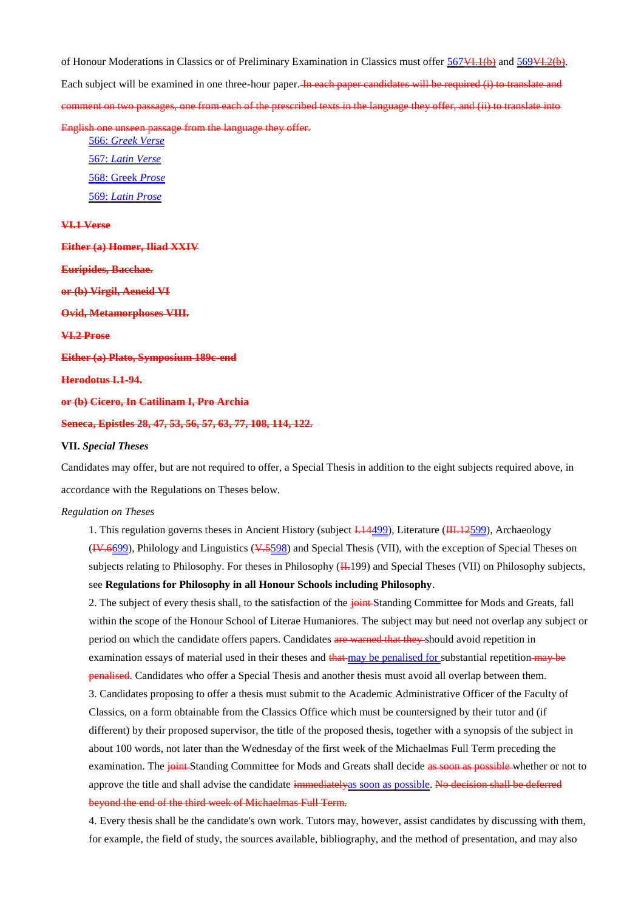of Honour Moderations in Classics or of Preliminary Examination in Classics must offer 567~~VI.1(b)~~ and 569~~VI.2(b)~~.

Each subject will be examined in one three-hour paper.~~ In each paper candidates will be required (i) to translate and comment on two passages, one from each of the prescribed texts in the language they offer, and (ii) to translate into English one unseen passage from the language they offer.~~

566: *Greek Verse*

567: *Latin Verse*

568: Greek *Prose*

569: *Latin Prose*

~~**VI.1 Verse**~~

~~**Either (a) Homer, Iliad XXIV**~~

~~**Euripides, Bacchae.**~~

~~**or (b) Virgil, Aeneid VI**~~

~~**Ovid, Metamorphoses VIII.**~~

~~**VI.2 Prose**~~

~~**Either (a) Plato, Symposium 189c-end**~~

~~**Herodotus I.1-94.**~~

~~**or (b) Cicero, In Catilinam I, Pro Archia**~~

~~**Seneca, Epistles 28, 47, 53, 56, 57, 63, 77, 108, 114, 122.**~~

**VII.** ***Special Theses***

Candidates may offer, but are not required to offer, a Special Thesis in addition to the eight subjects required above, in accordance with the Regulations on Theses below.

*Regulation on Theses*

1. This regulation governs theses in Ancient History (subject ~~I.14~~499), Literature (~~III.12~~599), Archaeology (~~IV.6~~699), Philology and Linguistics (~~V.5~~598) and Special Thesis (VII), with the exception of Special Theses on subjects relating to Philosophy. For theses in Philosophy (~~II.~~199) and Special Theses (VII) on Philosophy subjects, see **Regulations for Philosophy in all Honour Schools including Philosophy**.

2. The subject of every thesis shall, to the satisfaction of the ~~joint~~ Standing Committee for Mods and Greats, fall within the scope of the Honour School of Literae Humaniores. The subject may but need not overlap any subject or period on which the candidate offers papers. Candidates ~~are warned that they~~ should avoid repetition in examination essays of material used in their theses and ~~that~~ may be penalised for substantial repetition ~~may be penalised~~. Candidates who offer a Special Thesis and another thesis must avoid all overlap between them.

3. Candidates proposing to offer a thesis must submit to the Academic Administrative Officer of the Faculty of Classics, on a form obtainable from the Classics Office which must be countersigned by their tutor and (if different) by their proposed supervisor, the title of the proposed thesis, together with a synopsis of the subject in about 100 words, not later than the Wednesday of the first week of the Michaelmas Full Term preceding the examination. The ~~joint~~ Standing Committee for Mods and Greats shall decide ~~as soon as possible~~ whether or not to approve the title and shall advise the candidate ~~immediately~~as soon as possible. ~~No decision shall be deferred beyond the end of the third week of Michaelmas Full Term.~~

4. Every thesis shall be the candidate's own work. Tutors may, however, assist candidates by discussing with them, for example, the field of study, the sources available, bibliography, and the method of presentation, and may also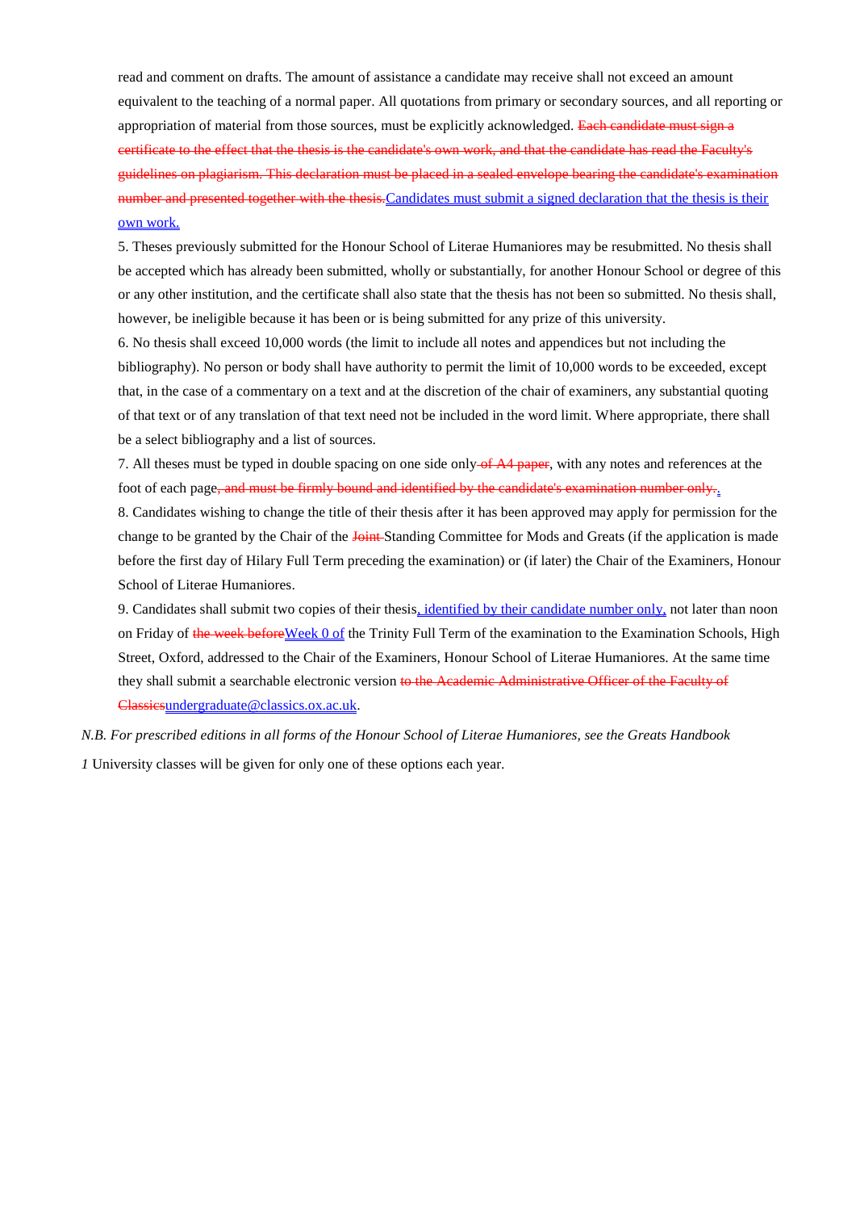read and comment on drafts. The amount of assistance a candidate may receive shall not exceed an amount equivalent to the teaching of a normal paper. All quotations from primary or secondary sources, and all reporting or appropriation of material from those sources, must be explicitly acknowledged. ~~Each candidate must sign a certificate to the effect that the thesis is the candidate's own work, and that the candidate has read the Faculty's guidelines on plagiarism. This declaration must be placed in a sealed envelope bearing the candidate's examination number and presented together with the thesis.~~Candidates must submit a signed declaration that the thesis is their own work.

5. Theses previously submitted for the Honour School of Literae Humaniores may be resubmitted. No thesis shall be accepted which has already been submitted, wholly or substantially, for another Honour School or degree of this or any other institution, and the certificate shall also state that the thesis has not been so submitted. No thesis shall, however, be ineligible because it has been or is being submitted for any prize of this university.

6. No thesis shall exceed 10,000 words (the limit to include all notes and appendices but not including the bibliography). No person or body shall have authority to permit the limit of 10,000 words to be exceeded, except that, in the case of a commentary on a text and at the discretion of the chair of examiners, any substantial quoting of that text or of any translation of that text need not be included in the word limit. Where appropriate, there shall be a select bibliography and a list of sources.

7. All theses must be typed in double spacing on one side only~~ of A4 paper~~, with any notes and references at the foot of each page~~, and must be firmly bound and identified by the candidate's examination number only.~~.

8. Candidates wishing to change the title of their thesis after it has been approved may apply for permission for the change to be granted by the Chair of the ~~Joint~~ Standing Committee for Mods and Greats (if the application is made before the first day of Hilary Full Term preceding the examination) or (if later) the Chair of the Examiners, Honour School of Literae Humaniores.

9. Candidates shall submit two copies of their thesis, identified by their candidate number only, not later than noon on Friday of ~~the week before~~Week 0 of the Trinity Full Term of the examination to the Examination Schools, High Street, Oxford, addressed to the Chair of the Examiners, Honour School of Literae Humaniores. At the same time they shall submit a searchable electronic version ~~to the Academic Administrative Officer of the Faculty of Classics~~undergraduate@classics.ox.ac.uk.

*N.B. For prescribed editions in all forms of the Honour School of Literae Humaniores, see the Greats Handbook*

*1* University classes will be given for only one of these options each year.